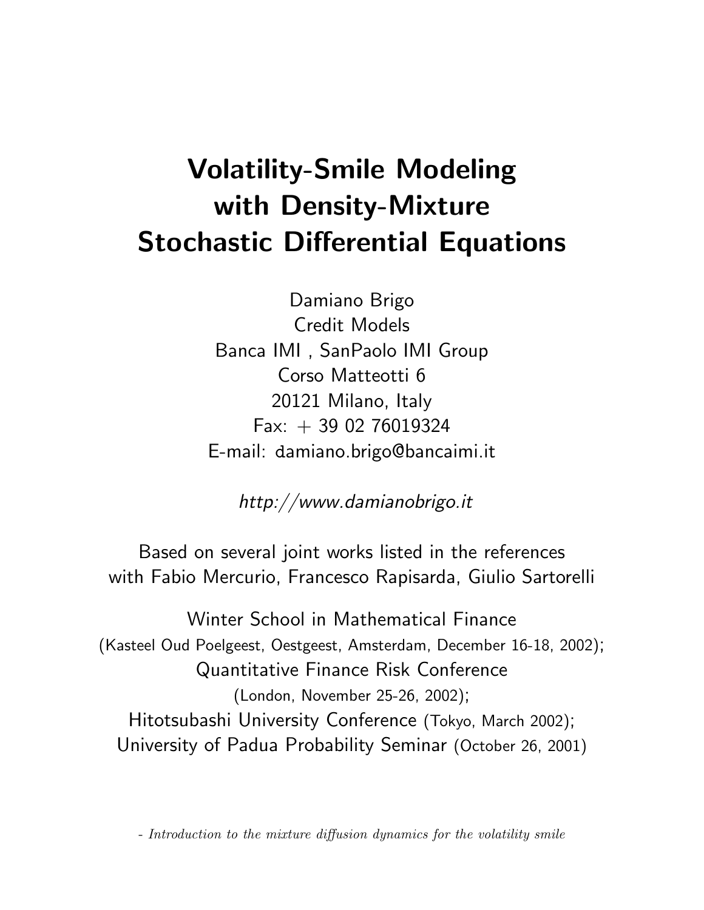# Volatility-Smile Modeling with Density-Mixture Stochastic Differential Equations

Damiano Brigo
Credit Models
Banca IMI , SanPaolo IMI Group
Corso Matteotti 6
20121 Milano, Italy
Fax: + 39 02 76019324
E-mail: damiano.brigo@bancaimi.it

*http://www.damianobrigo.it*

Based on several joint works listed in the references
with Fabio Mercurio, Francesco Rapisarda, Giulio Sartorelli

Winter School in Mathematical Finance
(Kasteel Oud Poelgeest, Oestgeest, Amsterdam, December 16-18, 2002);
Quantitative Finance Risk Conference
(London, November 25-26, 2002);
Hitotsubashi University Conference (Tokyo, March 2002);
University of Padua Probability Seminar (October 26, 2001)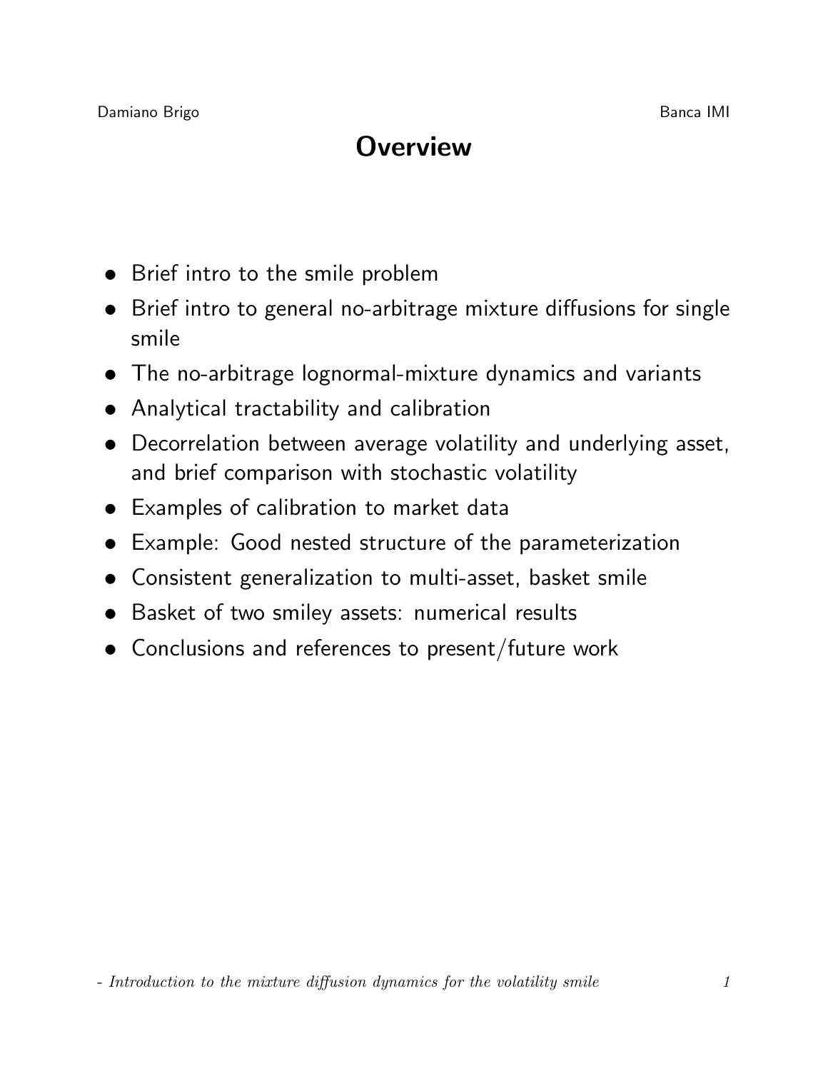# Overview

- Brief intro to the smile problem
- Brief intro to general no-arbitrage mixture diffusions for single smile
- The no-arbitrage lognormal-mixture dynamics and variants
- Analytical tractability and calibration
- Decorrelation between average volatility and underlying asset, and brief comparison with stochastic volatility
- Examples of calibration to market data
- Example: Good nested structure of the parameterization
- Consistent generalization to multi-asset, basket smile
- Basket of two smiley assets: numerical results
- Conclusions and references to present/future work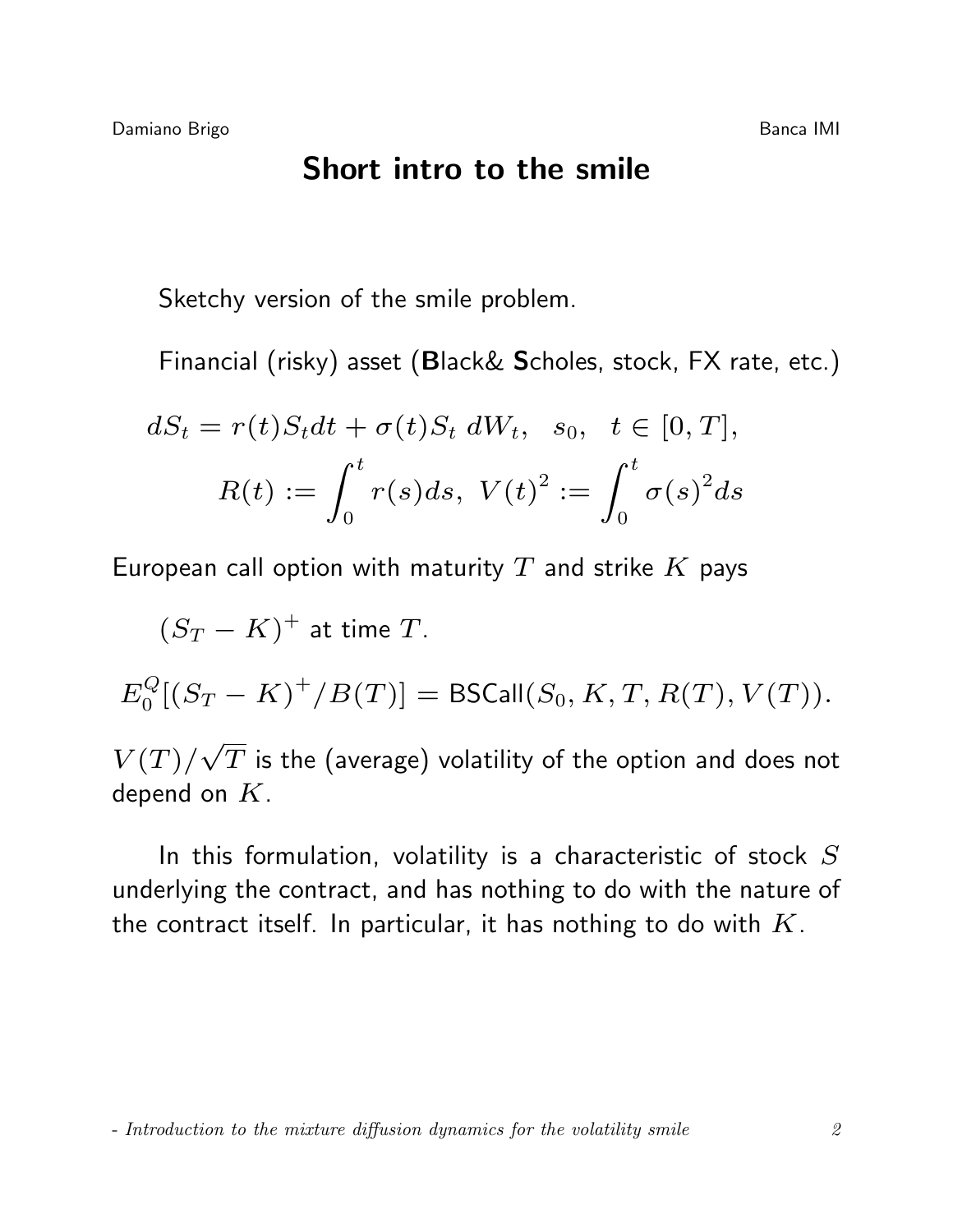# Short intro to the smile

Sketchy version of the smile problem.

Financial (risky) asset (**B**lack& **S**choles, stock, FX rate, etc.)

$$dS_t = r(t)S_t dt + \sigma(t)S_t \, dW_t, \quad s_0, \quad t \in [0, T],$$

$$R(t) := \int_0^t r(s)ds, \; V(t)^2 := \int_0^t \sigma(s)^2 ds$$

European call option with maturity $T$ and strike $K$ pays

$(S_T - K)^+$ at time $T$.

$$E_0^Q[(S_T - K)^+ / B(T)] = \text{BSCall}(S_0, K, T, R(T), V(T)).$$

$V(T)/\sqrt{T}$ is the (average) volatility of the option and does not depend on $K$.

In this formulation, volatility is a characteristic of stock $S$ underlying the contract, and has nothing to do with the nature of the contract itself. In particular, it has nothing to do with $K$.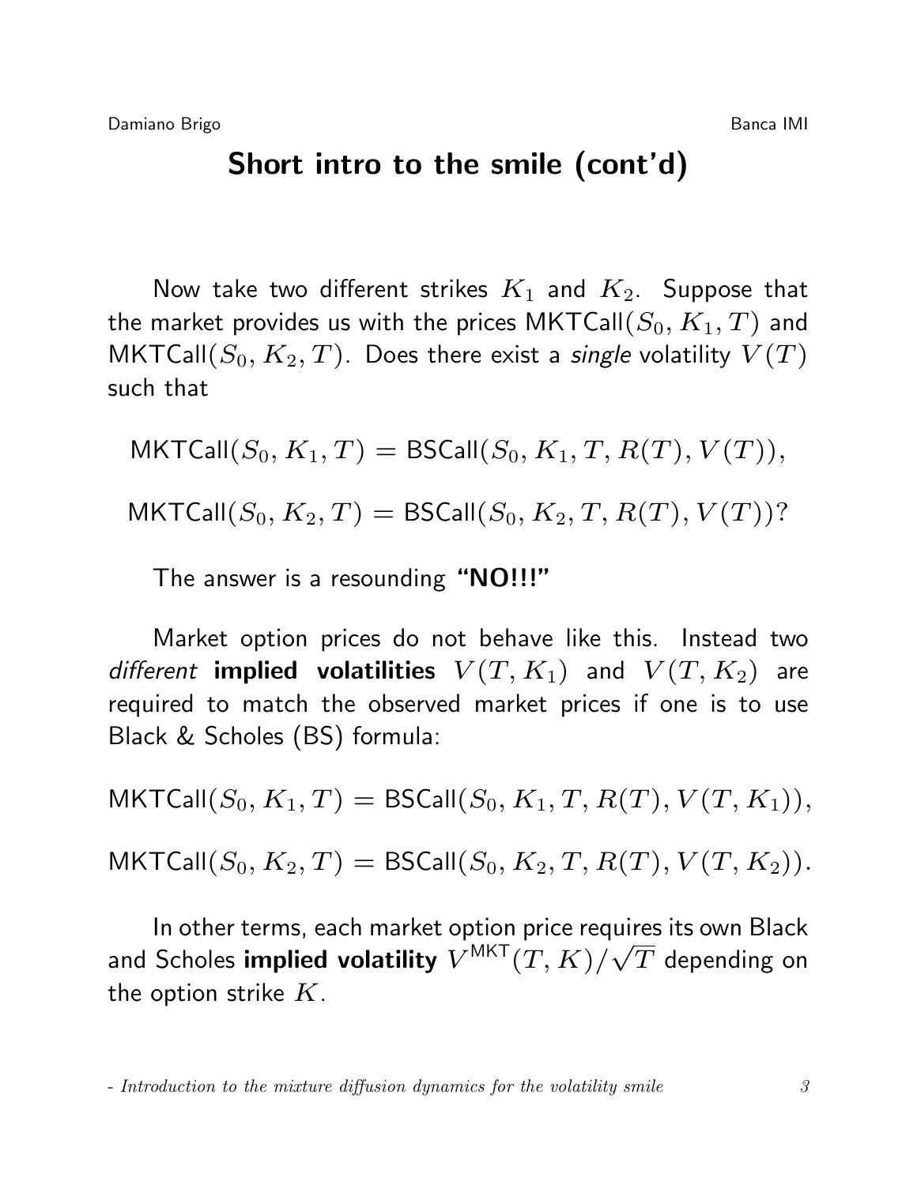# Short intro to the smile (cont'd)

Now take two different strikes $K_1$ and $K_2$. Suppose that the market provides us with the prices $\mathsf{MKTCall}(S_0, K_1, T)$ and $\mathsf{MKTCall}(S_0, K_2, T)$. Does there exist a *single* volatility $V(T)$ such that

$$\mathsf{MKTCall}(S_0, K_1, T) = \mathsf{BSCall}(S_0, K_1, T, R(T), V(T)),$$

$$\mathsf{MKTCall}(S_0, K_2, T) = \mathsf{BSCall}(S_0, K_2, T, R(T), V(T))?$$

The answer is a resounding **"NO!!!"**

Market option prices do not behave like this. Instead two *different* **implied volatilities** $V(T, K_1)$ and $V(T, K_2)$ are required to match the observed market prices if one is to use Black & Scholes (BS) formula:

$$\mathsf{MKTCall}(S_0, K_1, T) = \mathsf{BSCall}(S_0, K_1, T, R(T), V(T, K_1)),$$

$$\mathsf{MKTCall}(S_0, K_2, T) = \mathsf{BSCall}(S_0, K_2, T, R(T), V(T, K_2)).$$

In other terms, each market option price requires its own Black and Scholes **implied volatility** $V^{\mathsf{MKT}}(T, K)/\sqrt{T}$ depending on the option strike $K$.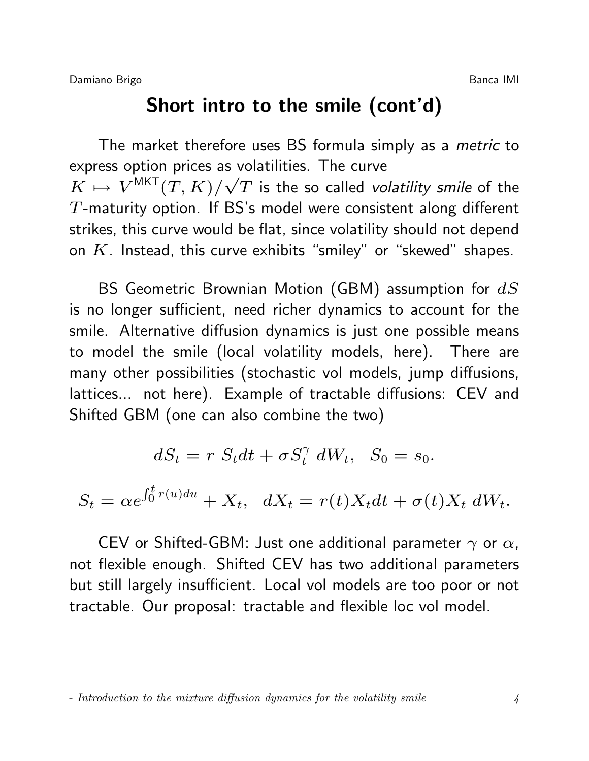# Short intro to the smile (cont'd)

The market therefore uses BS formula simply as a *metric* to express option prices as volatilities. The curve $K \mapsto V^{\mathsf{MKT}}(T,K)/\sqrt{T}$ is the so called *volatility smile* of the $T$-maturity option. If BS's model were consistent along different strikes, this curve would be flat, since volatility should not depend on $K$. Instead, this curve exhibits "smiley" or "skewed" shapes.

BS Geometric Brownian Motion (GBM) assumption for $dS$ is no longer sufficient, need richer dynamics to account for the smile. Alternative diffusion dynamics is just one possible means to model the smile (local volatility models, here). There are many other possibilities (stochastic vol models, jump diffusions, lattices... not here). Example of tractable diffusions: CEV and Shifted GBM (one can also combine the two)

$$dS_t = r\ S_t dt + \sigma S_t^{\gamma}\ dW_t, \quad S_0 = s_0.$$

$$S_t = \alpha e^{\int_0^t r(u)du} + X_t, \quad dX_t = r(t) X_t dt + \sigma(t) X_t\ dW_t.$$

CEV or Shifted-GBM: Just one additional parameter $\gamma$ or $\alpha$, not flexible enough. Shifted CEV has two additional parameters but still largely insufficient. Local vol models are too poor or not tractable. Our proposal: tractable and flexible loc vol model.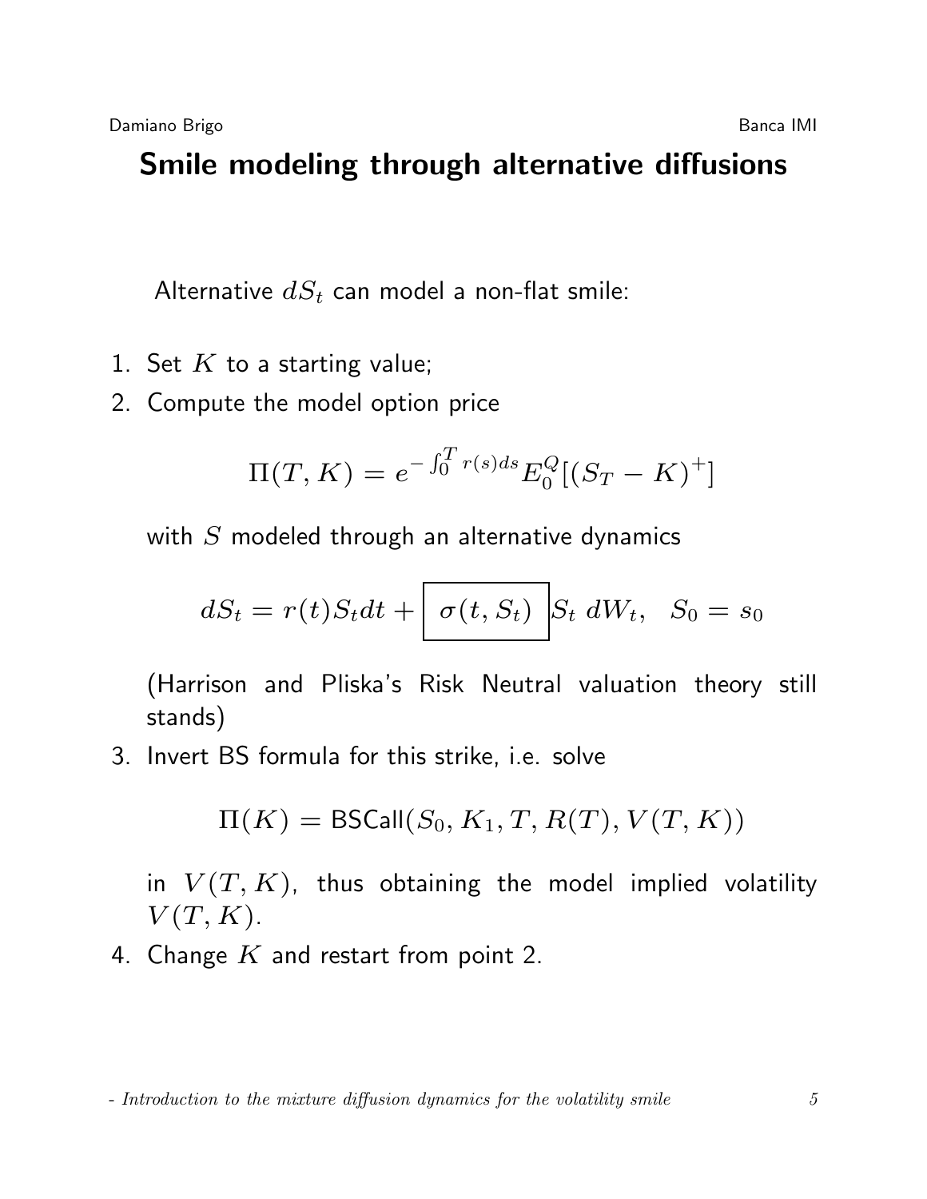# Smile modeling through alternative diffusions

Alternative $dS_t$ can model a non-flat smile:

1. Set $K$ to a starting value;
2. Compute the model option price

$$\Pi(T, K) = e^{-\int_0^T r(s)ds} E_0^Q[(S_T - K)^+]$$

   with $S$ modeled through an alternative dynamics

$$dS_t = r(t)S_t dt + \boxed{\ \sigma(t, S_t)\ } S_t \, dW_t, \quad S_0 = s_0$$

   (Harrison and Pliska's Risk Neutral valuation theory still stands)

3. Invert BS formula for this strike, i.e. solve

$$\Pi(K) = \mathsf{BSCall}(S_0, K_1, T, R(T), V(T, K))$$

   in $V(T, K)$, thus obtaining the model implied volatility $V(T, K)$.

4. Change $K$ and restart from point 2.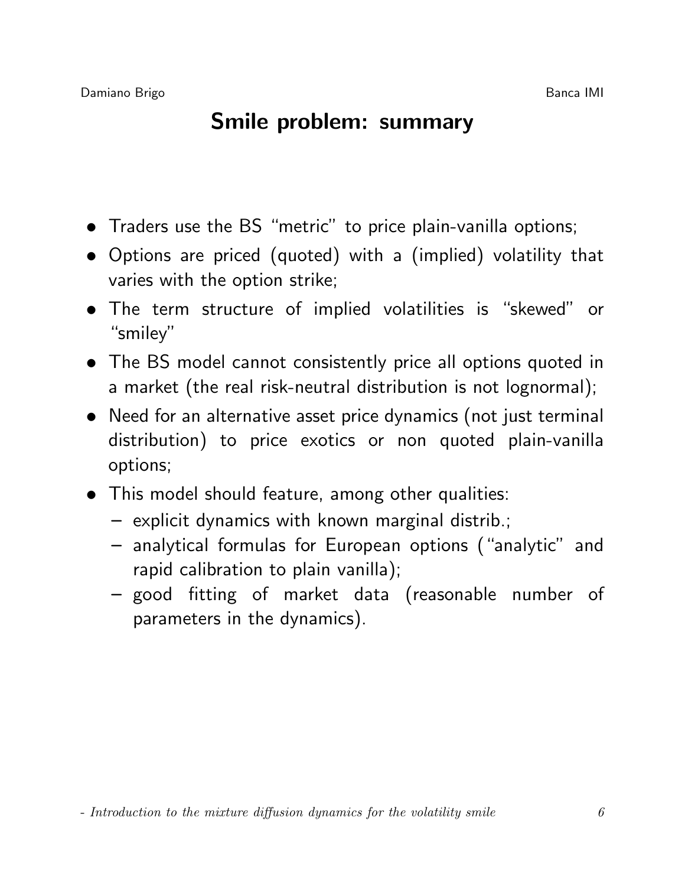# Smile problem: summary

- Traders use the BS "metric" to price plain-vanilla options;
- Options are priced (quoted) with a (implied) volatility that varies with the option strike;
- The term structure of implied volatilities is "skewed" or "smiley"
- The BS model cannot consistently price all options quoted in a market (the real risk-neutral distribution is not lognormal);
- Need for an alternative asset price dynamics (not just terminal distribution) to price exotics or non quoted plain-vanilla options;
- This model should feature, among other qualities:
  - explicit dynamics with known marginal distrib.;
  - analytical formulas for European options ("analytic" and rapid calibration to plain vanilla);
  - good fitting of market data (reasonable number of parameters in the dynamics).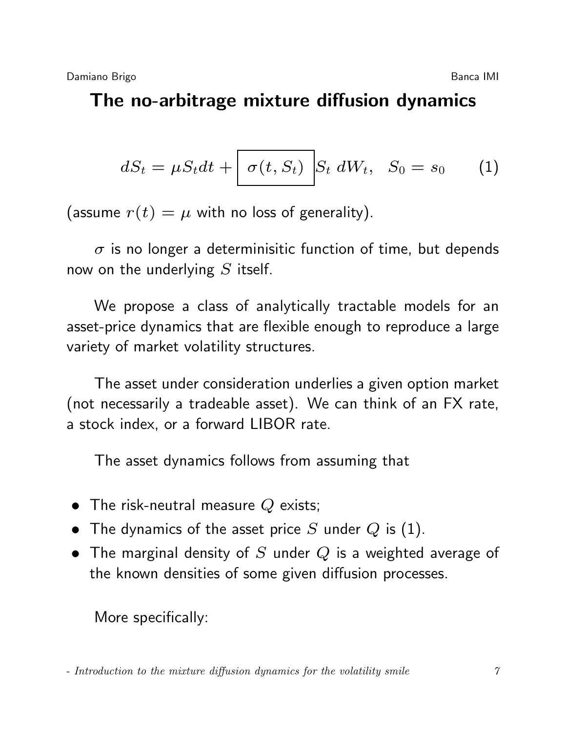# The no-arbitrage mixture diffusion dynamics

$$dS_t = \mu S_t dt + \boxed{\sigma(t, S_t)} S_t \, dW_t, \quad S_0 = s_0 \qquad (1)$$

(assume $r(t) = \mu$ with no loss of generality).

$\sigma$ is no longer a determinisitic function of time, but depends now on the underlying $S$ itself.

We propose a class of analytically tractable models for an asset-price dynamics that are flexible enough to reproduce a large variety of market volatility structures.

The asset under consideration underlies a given option market (not necessarily a tradeable asset). We can think of an FX rate, a stock index, or a forward LIBOR rate.

The asset dynamics follows from assuming that

- The risk-neutral measure $Q$ exists;
- The dynamics of the asset price $S$ under $Q$ is (1).
- The marginal density of $S$ under $Q$ is a weighted average of the known densities of some given diffusion processes.

More specifically: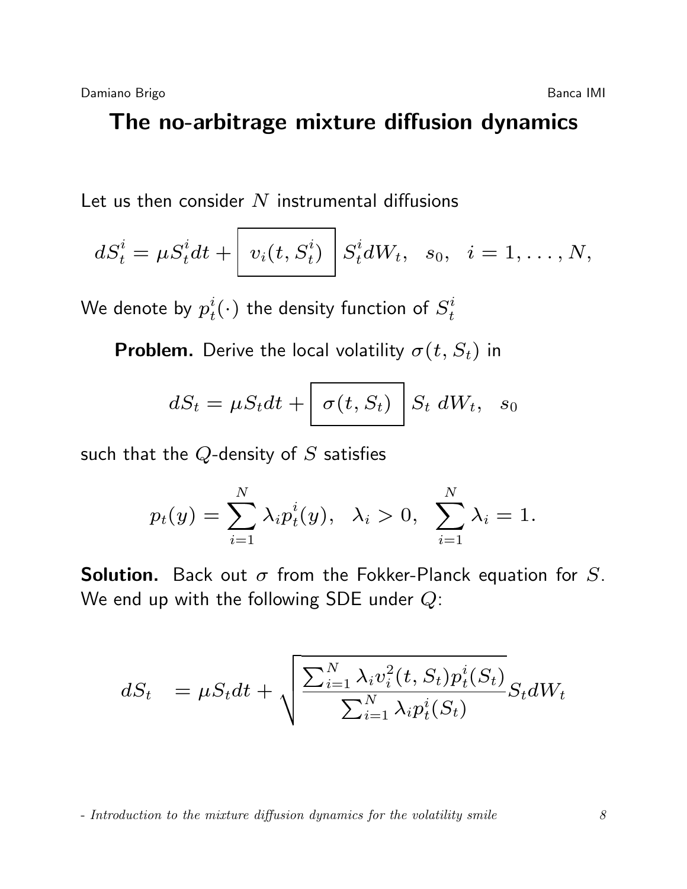# The no-arbitrage mixture diffusion dynamics

Let us then consider $N$ instrumental diffusions

$$dS_t^i = \mu S_t^i dt + \boxed{\; v_i(t, S_t^i) \;} S_t^i dW_t, \quad s_0, \quad i = 1, \ldots, N,$$

We denote by $p_t^i(\cdot)$ the density function of $S_t^i$

**Problem.** Derive the local volatility $\sigma(t, S_t)$ in

$$dS_t = \mu S_t dt + \boxed{\; \sigma(t, S_t) \;} S_t \, dW_t, \quad s_0$$

such that the $Q$-density of $S$ satisfies

$$p_t(y) = \sum_{i=1}^{N} \lambda_i p_t^i(y), \quad \lambda_i > 0, \quad \sum_{i=1}^{N} \lambda_i = 1.$$

**Solution.** Back out $\sigma$ from the Fokker-Planck equation for $S$. We end up with the following SDE under $Q$:

$$dS_t \quad = \mu S_t dt + \sqrt{\frac{\sum_{i=1}^{N} \lambda_i v_i^2(t, S_t) p_t^i(S_t)}{\sum_{i=1}^{N} \lambda_i p_t^i(S_t)}} S_t dW_t$$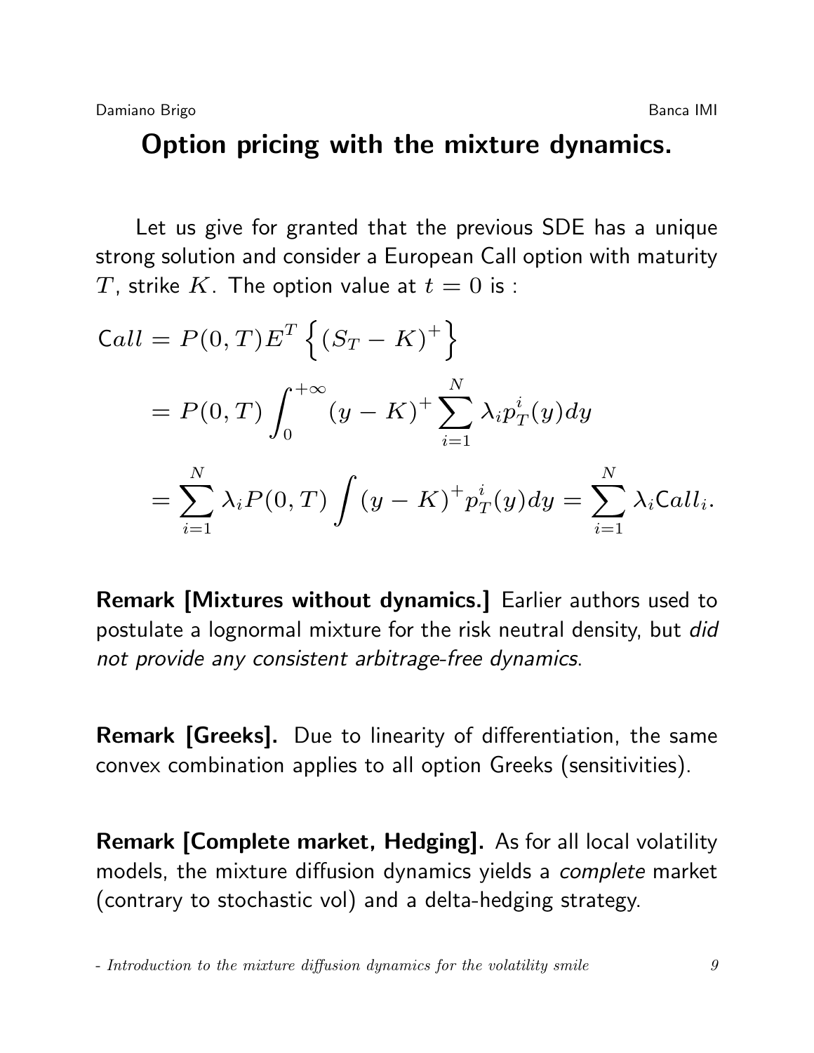## Option pricing with the mixture dynamics.

Let us give for granted that the previous SDE has a unique strong solution and consider a European Call option with maturity $T$, strike $K$. The option value at $t = 0$ is :

$$
\begin{aligned}
\mathrm{C}all &= P(0,T)E^T\left\{(S_T - K)^+\right\} \\
&= P(0,T)\int_0^{+\infty}(y-K)^+\sum_{i=1}^N \lambda_i p_T^i(y)dy \\
&= \sum_{i=1}^N \lambda_i P(0,T)\int (y-K)^+ p_T^i(y)dy = \sum_{i=1}^N \lambda_i \mathrm{C}all_i.
\end{aligned}
$$

**Remark [Mixtures without dynamics.]** Earlier authors used to postulate a lognormal mixture for the risk neutral density, but *did not provide any consistent arbitrage-free dynamics*.

**Remark [Greeks].** Due to linearity of differentiation, the same convex combination applies to all option Greeks (sensitivities).

**Remark [Complete market, Hedging].** As for all local volatility models, the mixture diffusion dynamics yields a *complete* market (contrary to stochastic vol) and a delta-hedging strategy.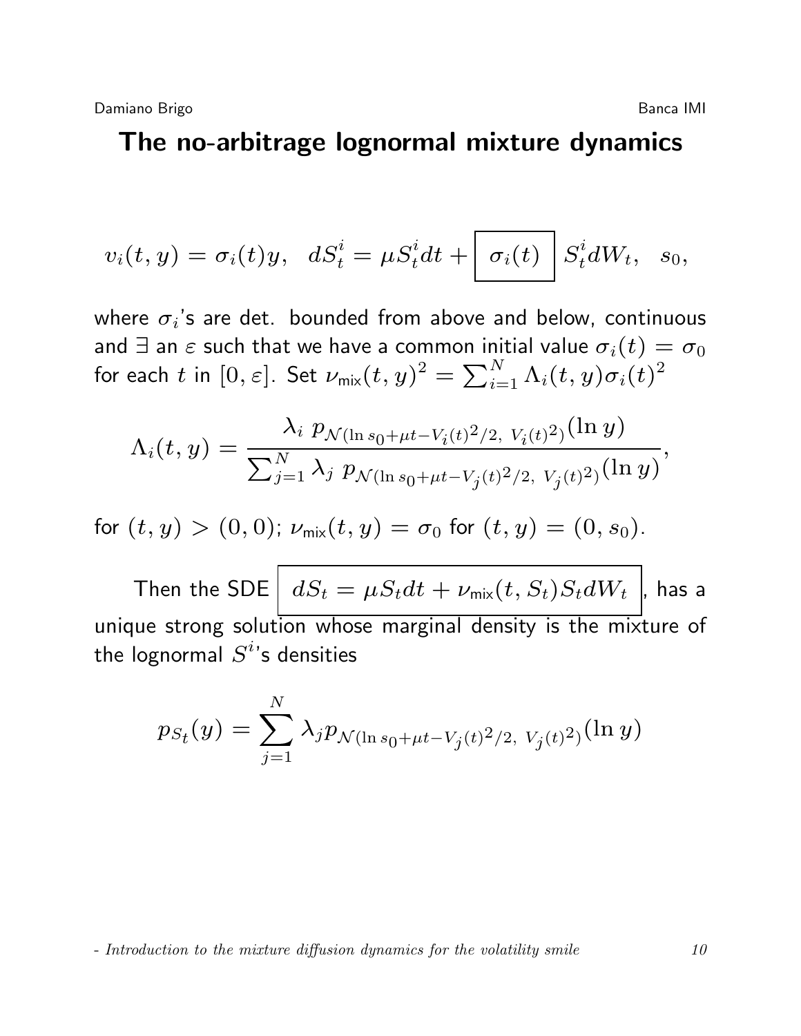# The no-arbitrage lognormal mixture dynamics

$$v_i(t, y) = \sigma_i(t)y, \quad dS_t^i = \mu S_t^i dt + \boxed{\sigma_i(t)} S_t^i dW_t, \quad s_0,$$

where $\sigma_i$'s are det. bounded from above and below, continuous and $\exists$ an $\varepsilon$ such that we have a common initial value $\sigma_i(t) = \sigma_0$ for each $t$ in $[0, \varepsilon]$. Set $\nu_{\text{mix}}(t, y)^2 = \sum_{i=1}^N \Lambda_i(t, y)\sigma_i(t)^2$

$$\Lambda_i(t, y) = \frac{\lambda_i \; p_{\mathcal{N}(\ln s_0 + \mu t - V_i(t)^2/2, \; V_i(t)^2)}(\ln y)}{\sum_{j=1}^N \lambda_j \; p_{\mathcal{N}(\ln s_0 + \mu t - V_j(t)^2/2, \; V_j(t)^2)}(\ln y)},$$

for $(t, y) > (0, 0)$; $\nu_{\text{mix}}(t, y) = \sigma_0$ for $(t, y) = (0, s_0)$.

Then the SDE $\boxed{dS_t = \mu S_t dt + \nu_{\text{mix}}(t, S_t) S_t dW_t}$, has a unique strong solution whose marginal density is the mixture of the lognormal $S^i$'s densities

$$p_{S_t}(y) = \sum_{j=1}^N \lambda_j p_{\mathcal{N}(\ln s_0 + \mu t - V_j(t)^2/2, \; V_j(t)^2)}(\ln y)$$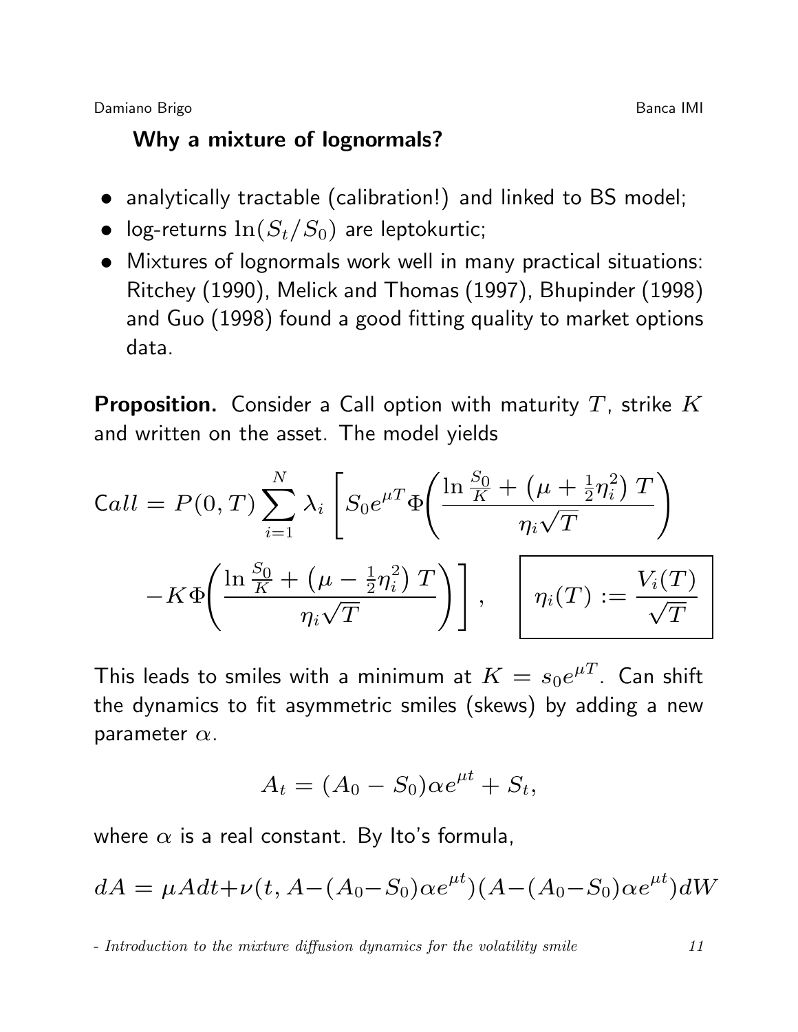## Why a mixture of lognormals?

- analytically tractable (calibration!) and linked to BS model;
- log-returns $\ln(S_t/S_0)$ are leptokurtic;
- Mixtures of lognormals work well in many practical situations: Ritchey (1990), Melick and Thomas (1997), Bhupinder (1998) and Guo (1998) found a good fitting quality to market options data.

**Proposition.** Consider a Call option with maturity $T$, strike $K$ and written on the asset. The model yields

$$\text{Call} = P(0,T)\sum_{i=1}^{N}\lambda_i\left[S_0 e^{\mu T}\Phi\!\left(\frac{\ln\frac{S_0}{K}+\left(\mu+\frac{1}{2}\eta_i^2\right)T}{\eta_i\sqrt{T}}\right)\right.$$

$$\left.-K\Phi\!\left(\frac{\ln\frac{S_0}{K}+\left(\mu-\frac{1}{2}\eta_i^2\right)T}{\eta_i\sqrt{T}}\right)\right], \qquad \boxed{\eta_i(T) := \frac{V_i(T)}{\sqrt{T}}}$$

This leads to smiles with a minimum at $K = s_0 e^{\mu T}$. Can shift the dynamics to fit asymmetric smiles (skews) by adding a new parameter $\alpha$.

$$A_t = (A_0 - S_0)\alpha e^{\mu t} + S_t,$$

where $\alpha$ is a real constant. By Ito's formula,

$$dA = \mu A dt + \nu(t, A-(A_0-S_0)\alpha e^{\mu t})(A-(A_0-S_0)\alpha e^{\mu t})dW$$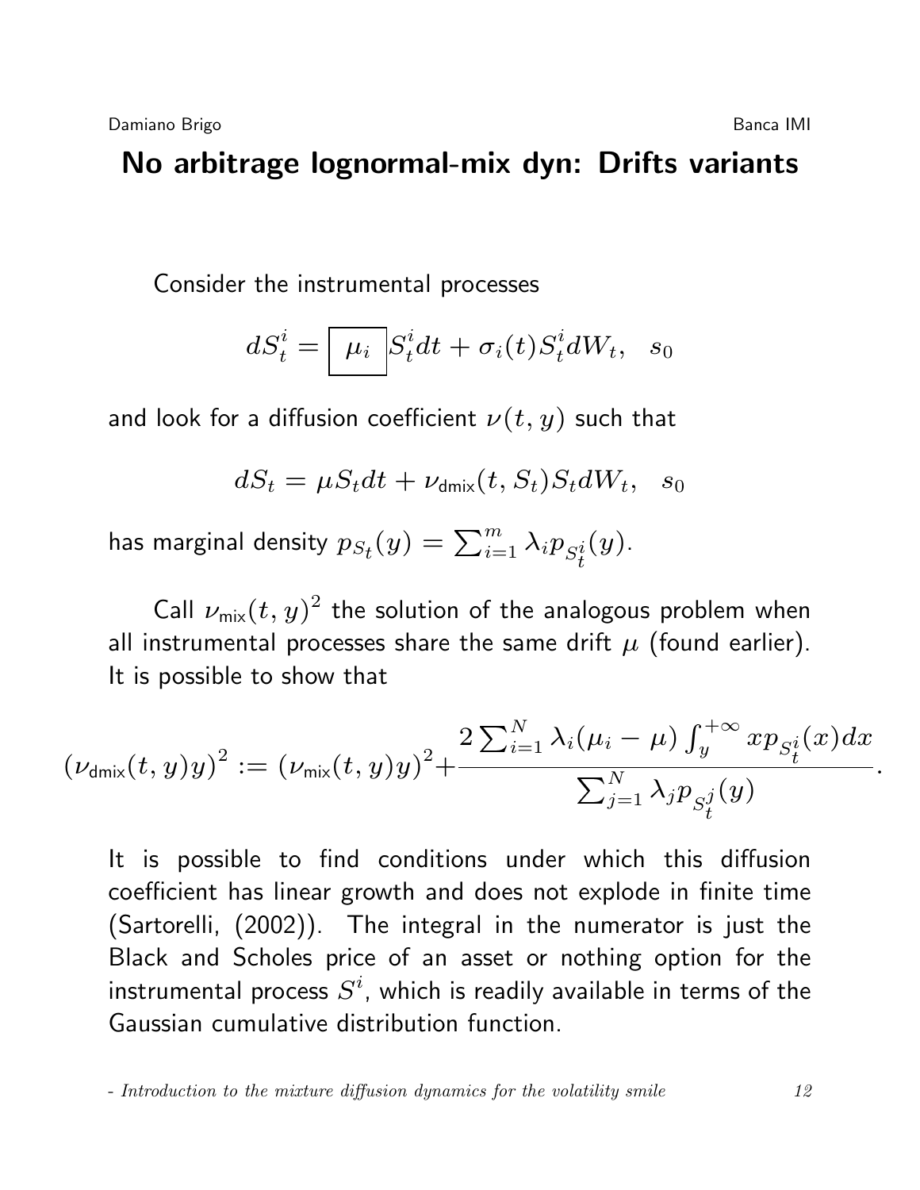# No arbitrage lognormal-mix dyn: Drifts variants

Consider the instrumental processes

$$dS_t^i = \boxed{\mu_i} S_t^i dt + \sigma_i(t) S_t^i dW_t, \quad s_0$$

and look for a diffusion coefficient $\nu(t, y)$ such that

$$dS_t = \mu S_t dt + \nu_{\mathsf{dmix}}(t, S_t) S_t dW_t, \quad s_0$$

has marginal density $p_{S_t}(y) = \sum_{i=1}^m \lambda_i p_{S_t^i}(y)$.

Call $\nu_{\mathsf{mix}}(t, y)^2$ the solution of the analogous problem when all instrumental processes share the same drift $\mu$ (found earlier). It is possible to show that

$$(\nu_{\mathsf{dmix}}(t, y) y)^2 := (\nu_{\mathsf{mix}}(t, y) y)^2 + \frac{2 \sum_{i=1}^N \lambda_i (\mu_i - \mu) \int_y^{+\infty} x p_{S_t^i}(x) dx}{\sum_{j=1}^N \lambda_j p_{S_t^j}(y)}.$$

It is possible to find conditions under which this diffusion coefficient has linear growth and does not explode in finite time (Sartorelli, (2002)). The integral in the numerator is just the Black and Scholes price of an asset or nothing option for the instrumental process $S^i$, which is readily available in terms of the Gaussian cumulative distribution function.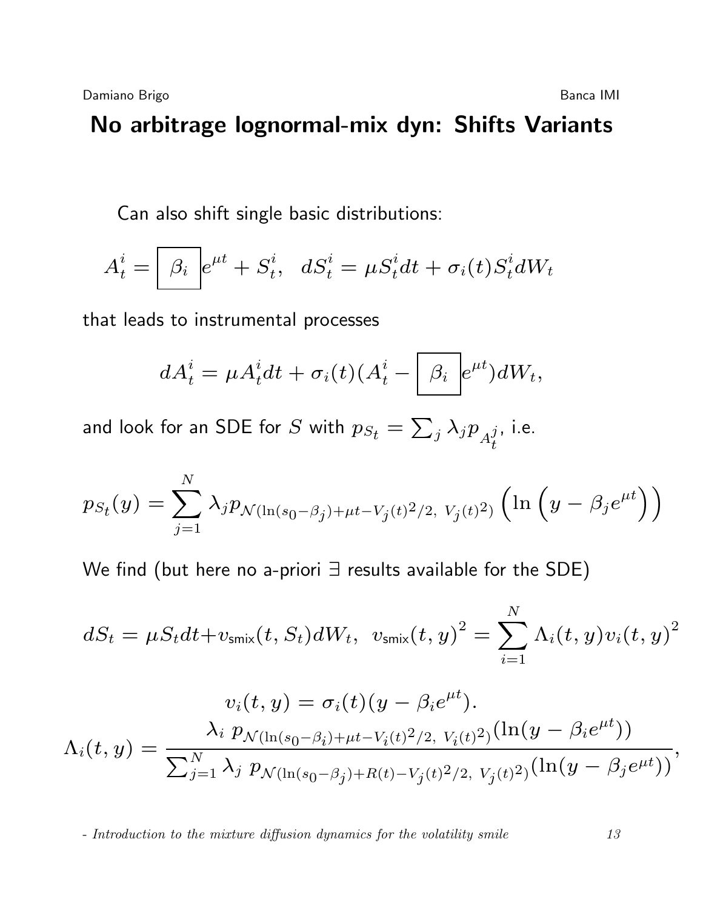# No arbitrage lognormal-mix dyn: Shifts Variants

Can also shift single basic distributions:

$$A_t^i = \boxed{\beta_i} e^{\mu t} + S_t^i, \quad dS_t^i = \mu S_t^i dt + \sigma_i(t) S_t^i dW_t$$

that leads to instrumental processes

$$dA_t^i = \mu A_t^i dt + \sigma_i(t)(A_t^i - \boxed{\beta_i} e^{\mu t}) dW_t,$$

and look for an SDE for $S$ with $p_{S_t} = \sum_j \lambda_j p_{A_t^j}$, i.e.

$$p_{S_t}(y) = \sum_{j=1}^{N} \lambda_j p_{\mathcal{N}(\ln(s_0 - \beta_j) + \mu t - V_j(t)^2/2, \; V_j(t)^2)} \left( \ln \left( y - \beta_j e^{\mu t} \right) \right)$$

We find (but here no a-priori $\exists$ results available for the SDE)

$$dS_t = \mu S_t dt + v_{\mathsf{smix}}(t, S_t) dW_t, \quad v_{\mathsf{smix}}(t, y)^2 = \sum_{i=1}^{N} \Lambda_i(t, y) v_i(t, y)^2$$

$$v_i(t, y) = \sigma_i(t)(y - \beta_i e^{\mu t}).$$

$$\Lambda_i(t, y) = \frac{\lambda_i \; p_{\mathcal{N}(\ln(s_0 - \beta_i) + \mu t - V_i(t)^2/2, \; V_i(t)^2)}(\ln(y - \beta_i e^{\mu t}))}{\sum_{j=1}^{N} \lambda_j \; p_{\mathcal{N}(\ln(s_0 - \beta_j) + R(t) - V_j(t)^2/2, \; V_j(t)^2)}(\ln(y - \beta_j e^{\mu t}))},$$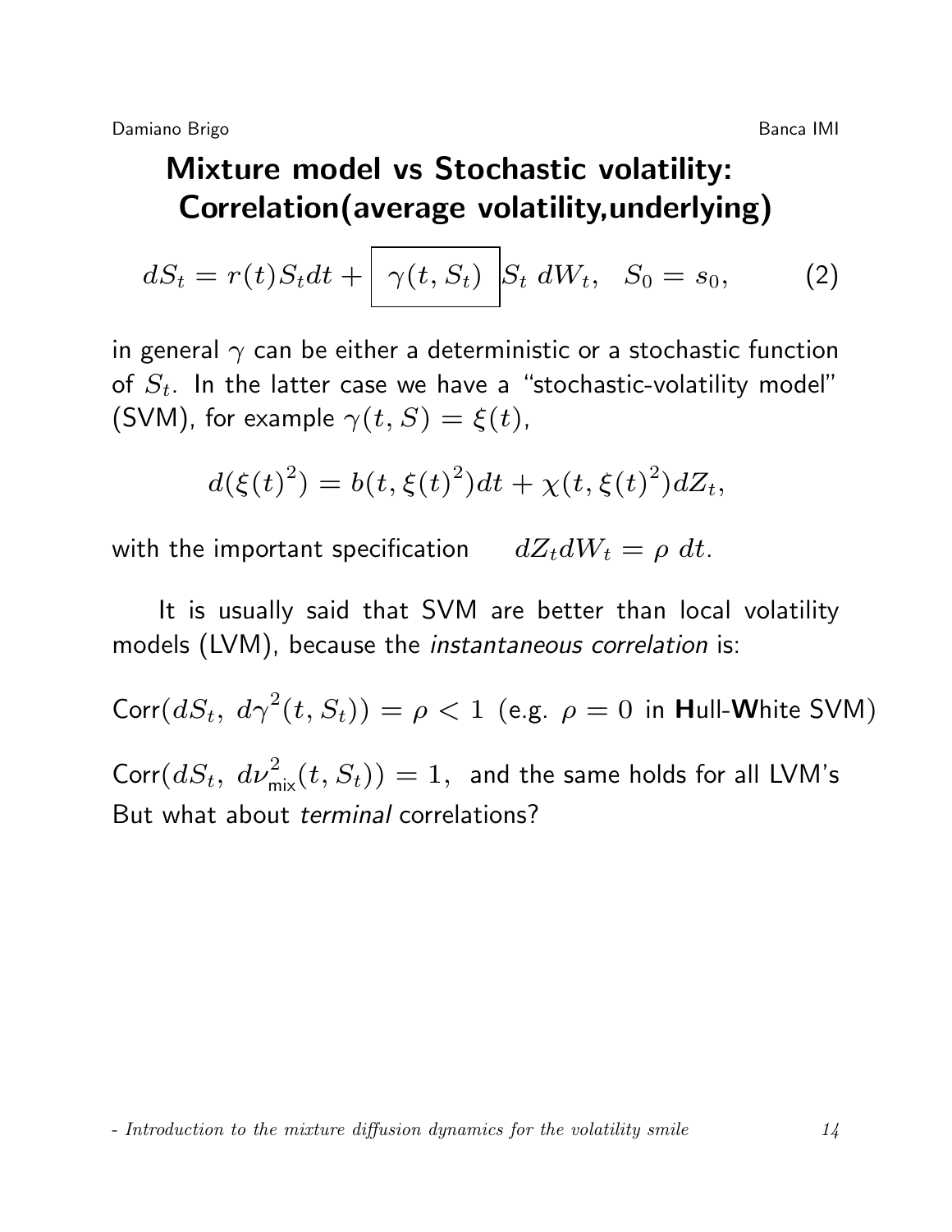# Mixture model vs Stochastic volatility: Correlation(average volatility,underlying)

$$dS_t = r(t)S_t dt + \boxed{\gamma(t, S_t)} S_t \, dW_t, \quad S_0 = s_0, \tag{2}$$

in general $\gamma$ can be either a deterministic or a stochastic function of $S_t$. In the latter case we have a "stochastic-volatility model" (SVM), for example $\gamma(t, S) = \xi(t)$,

$$d(\xi(t)^2) = b(t, \xi(t)^2)dt + \chi(t, \xi(t)^2)dZ_t,$$

with the important specification $\quad dZ_t dW_t = \rho \, dt$.

It is usually said that SVM are better than local volatility models (LVM), because the *instantaneous correlation* is:

$\text{Corr}(dS_t, \; d\gamma^2(t, S_t)) = \rho < 1$ (e.g. $\rho = 0$ in **H**ull-**W**hite SVM)

$\text{Corr}(dS_t, \; d\nu^2_{\text{mix}}(t, S_t)) = 1$, and the same holds for all LVM's

But what about *terminal* correlations?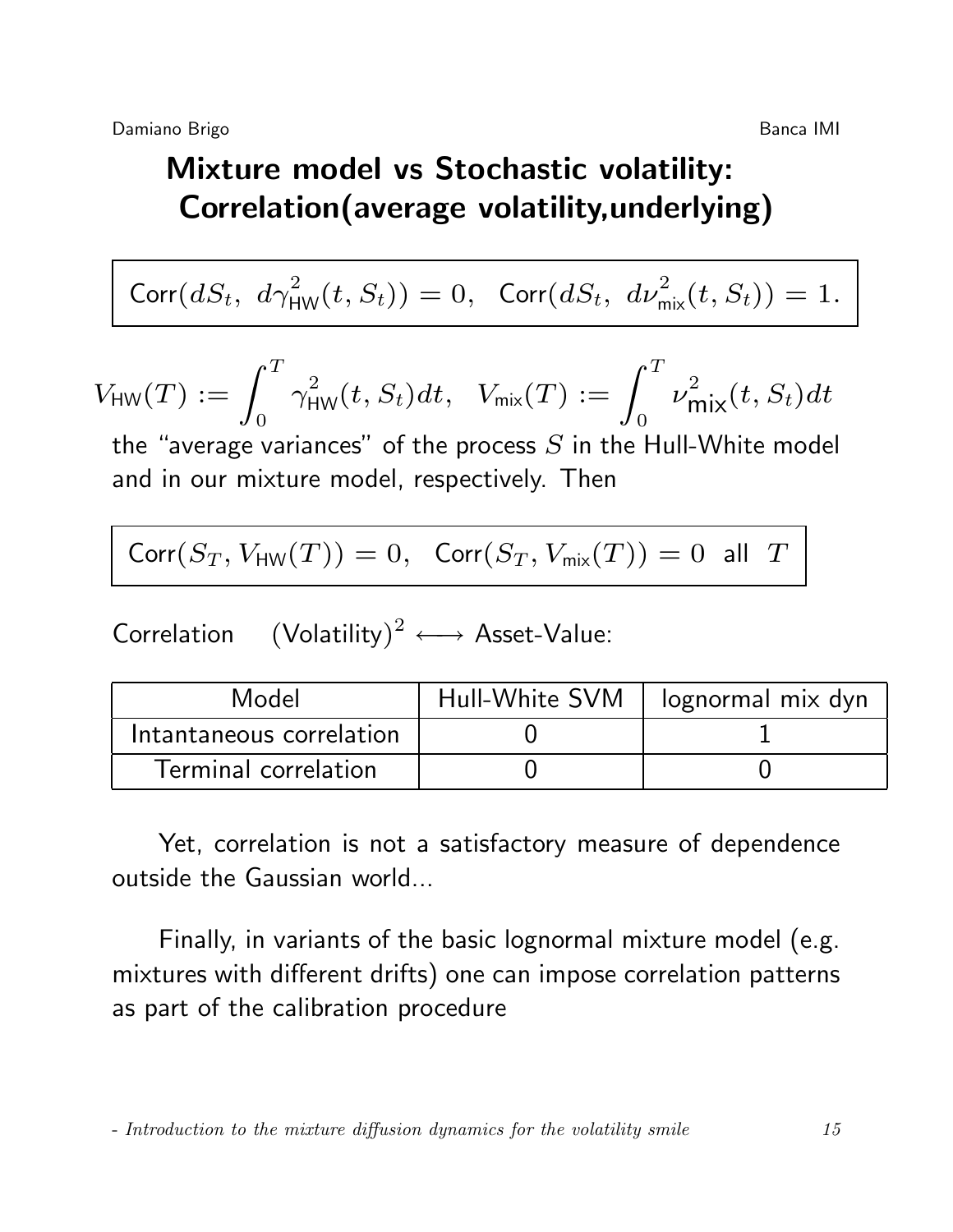# Mixture model vs Stochastic volatility: Correlation(average volatility,underlying)

$$\mathsf{Corr}(dS_t,\ d\gamma^2_{\mathsf{HW}}(t,S_t)) = 0, \quad \mathsf{Corr}(dS_t,\ d\nu^2_{\mathsf{mix}}(t,S_t)) = 1.$$

$$V_{\mathsf{HW}}(T) := \int_0^T \gamma^2_{\mathsf{HW}}(t,S_t)dt, \quad V_{\mathsf{mix}}(T) := \int_0^T \nu^2_{\mathsf{mix}}(t,S_t)dt$$

the "average variances" of the process $S$ in the Hull-White model and in our mixture model, respectively. Then

$$\mathsf{Corr}(S_T, V_{\mathsf{HW}}(T)) = 0, \quad \mathsf{Corr}(S_T, V_{\mathsf{mix}}(T)) = 0 \ \text{ all } \ T$$

Correlation $\quad (\text{Volatility})^2 \longleftrightarrow$ Asset-Value:

| Model | Hull-White SVM | lognormal mix dyn |
|---|---|---|
| Intantaneous correlation | 0 | 1 |
| Terminal correlation | 0 | 0 |

Yet, correlation is not a satisfactory measure of dependence outside the Gaussian world...

Finally, in variants of the basic lognormal mixture model (e.g. mixtures with different drifts) one can impose correlation patterns as part of the calibration procedure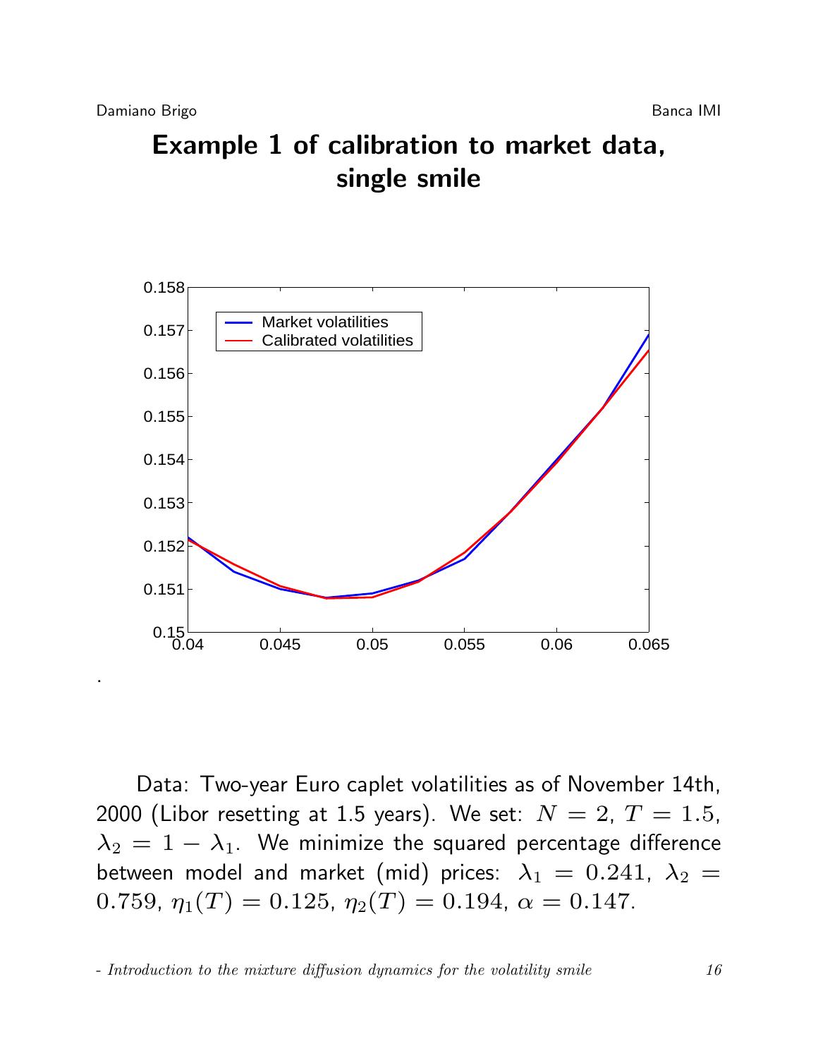# Example 1 of calibration to market data, single smile

.

Data: Two-year Euro caplet volatilities as of November 14th, 2000 (Libor resetting at 1.5 years). We set: $N = 2$, $T = 1.5$, $\lambda_2 = 1 - \lambda_1$. We minimize the squared percentage difference between model and market (mid) prices: $\lambda_1 = 0.241$, $\lambda_2 = 0.759$, $\eta_1(T) = 0.125$, $\eta_2(T) = 0.194$, $\alpha = 0.147$.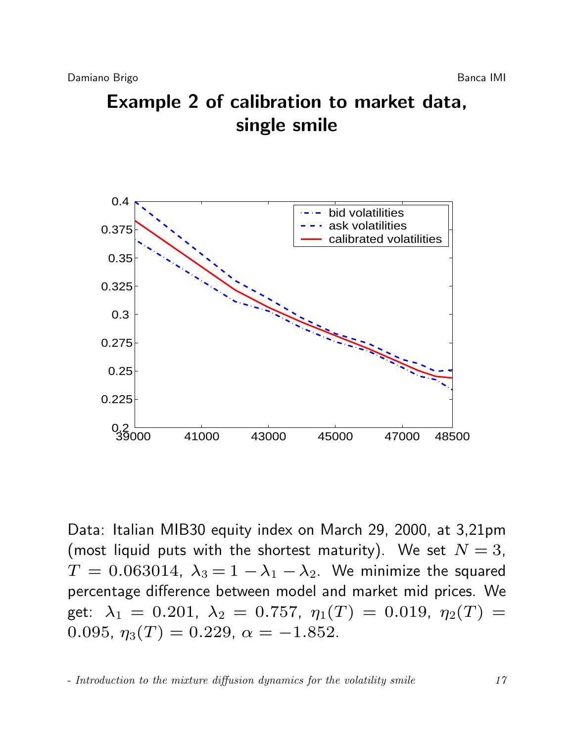# Example 2 of calibration to market data, single smile

Data: Italian MIB30 equity index on March 29, 2000, at 3,21pm (most liquid puts with the shortest maturity). We set $N = 3$, $T = 0.063014$, $\lambda_3 = 1 - \lambda_1 - \lambda_2$. We minimize the squared percentage difference between model and market mid prices. We get: $\lambda_1 = 0.201$, $\lambda_2 = 0.757$, $\eta_1(T) = 0.019$, $\eta_2(T) = 0.095$, $\eta_3(T) = 0.229$, $\alpha = -1.852$.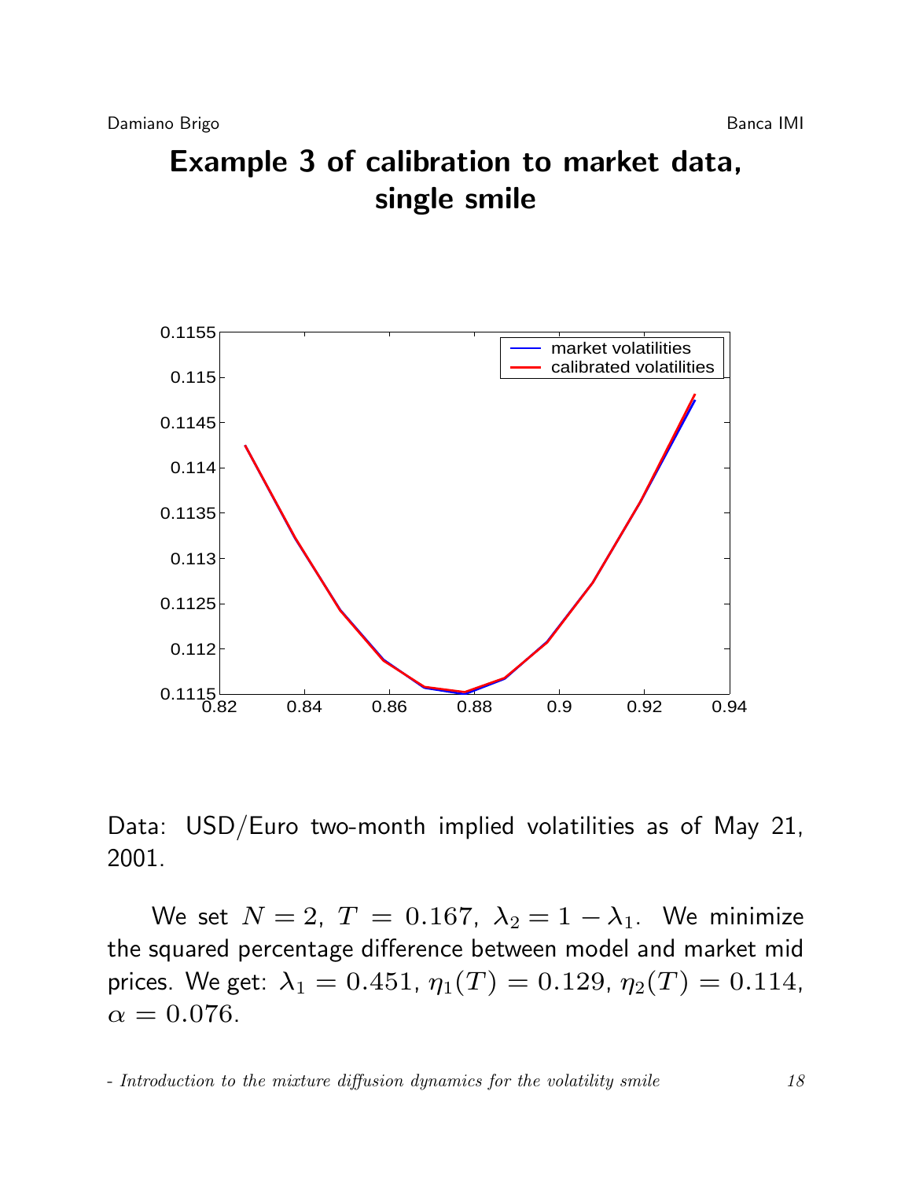# Example 3 of calibration to market data, single smile

Data: USD/Euro two-month implied volatilities as of May 21, 2001.

We set $N = 2$, $T = 0.167$, $\lambda_2 = 1 - \lambda_1$. We minimize the squared percentage difference between model and market mid prices. We get: $\lambda_1 = 0.451$, $\eta_1(T) = 0.129$, $\eta_2(T) = 0.114$, $\alpha = 0.076$.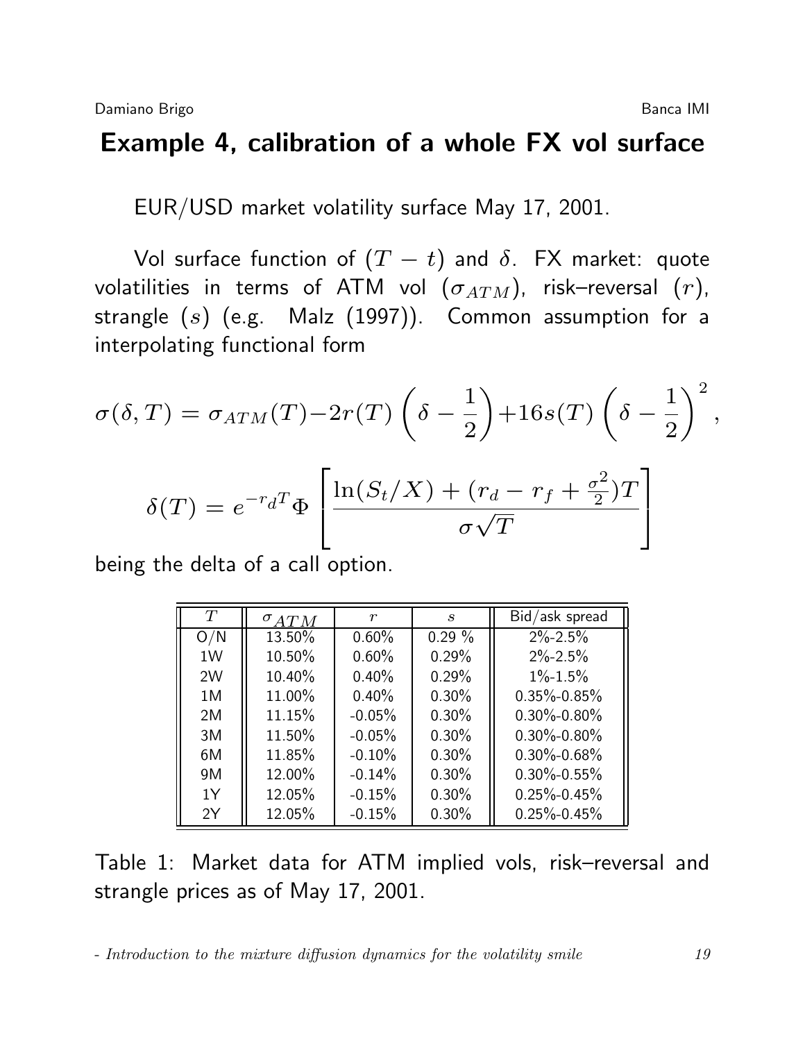# Example 4, calibration of a whole FX vol surface

EUR/USD market volatility surface May 17, 2001.

Vol surface function of $(T - t)$ and $\delta$. FX market: quote volatilities in terms of ATM vol ($\sigma_{ATM}$), risk–reversal ($r$), strangle ($s$) (e.g. Malz (1997)). Common assumption for a interpolating functional form

$$\sigma(\delta, T) = \sigma_{ATM}(T) - 2r(T)\left(\delta - \frac{1}{2}\right) + 16s(T)\left(\delta - \frac{1}{2}\right)^2,$$

$$\delta(T) = e^{-r_d T}\Phi\left[\frac{\ln(S_t/X) + (r_d - r_f + \frac{\sigma^2}{2})T}{\sigma\sqrt{T}}\right]$$

being the delta of a call option.

| $T$ | $\sigma_{ATM}$ | $r$ | $s$ | Bid/ask spread |
|---|---|---|---|---|
| O/N | 13.50% | 0.60% | 0.29 % | 2%-2.5% |
| 1W | 10.50% | 0.60% | 0.29% | 2%-2.5% |
| 2W | 10.40% | 0.40% | 0.29% | 1%-1.5% |
| 1M | 11.00% | 0.40% | 0.30% | 0.35%-0.85% |
| 2M | 11.15% | -0.05% | 0.30% | 0.30%-0.80% |
| 3M | 11.50% | -0.05% | 0.30% | 0.30%-0.80% |
| 6M | 11.85% | -0.10% | 0.30% | 0.30%-0.68% |
| 9M | 12.00% | -0.14% | 0.30% | 0.30%-0.55% |
| 1Y | 12.05% | -0.15% | 0.30% | 0.25%-0.45% |
| 2Y | 12.05% | -0.15% | 0.30% | 0.25%-0.45% |

Table 1: Market data for ATM implied vols, risk–reversal and strangle prices as of May 17, 2001.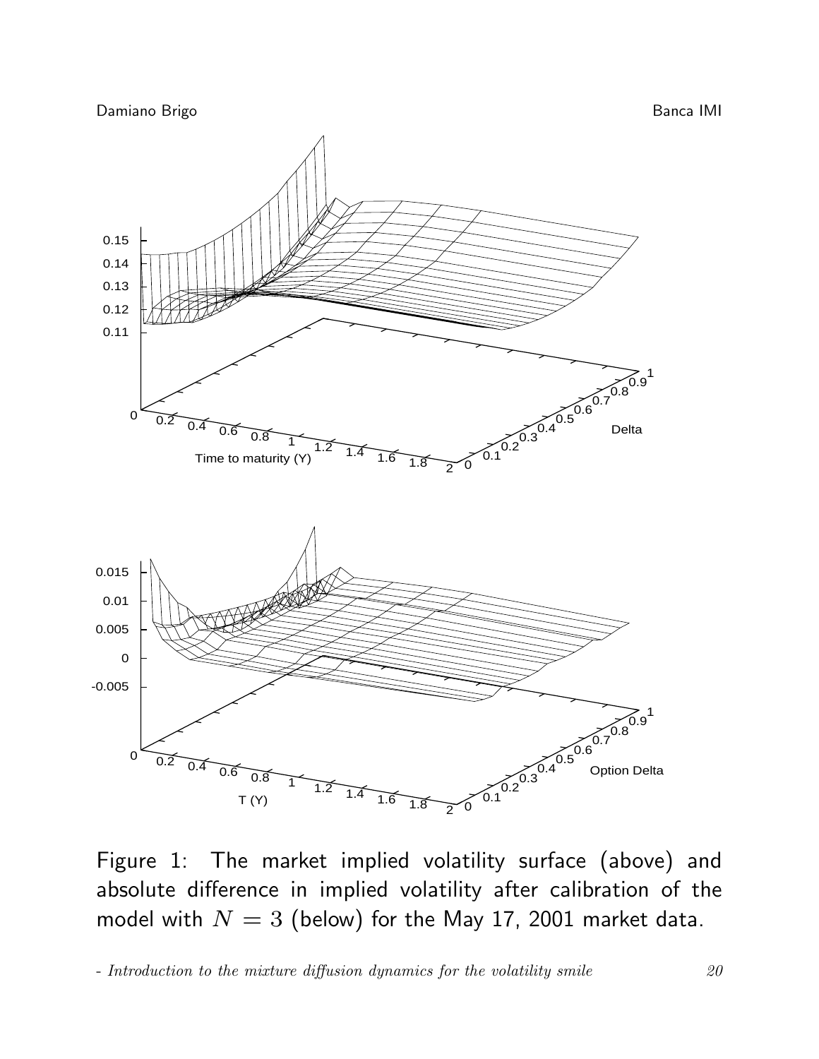Figure 1: The market implied volatility surface (above) and absolute difference in implied volatility after calibration of the model with $N = 3$ (below) for the May 17, 2001 market data.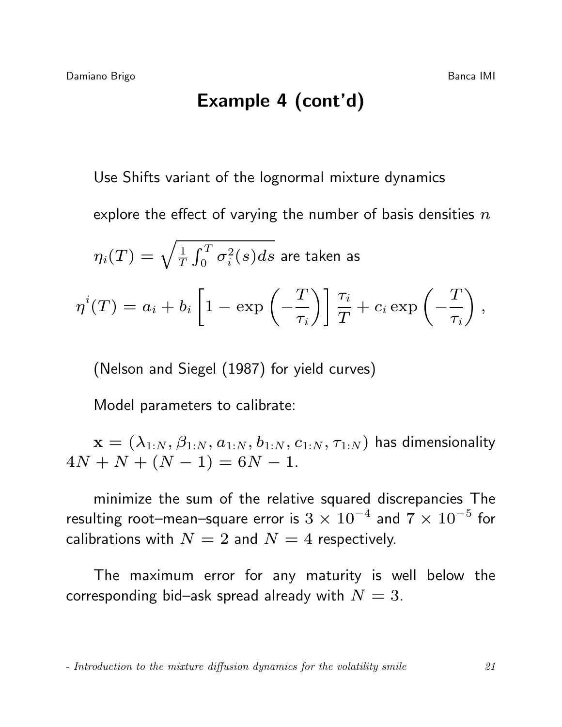# Example 4 (cont'd)

Use Shifts variant of the lognormal mixture dynamics

explore the effect of varying the number of basis densities $n$

$\eta_i(T) = \sqrt{\frac{1}{T}\int_0^T \sigma_i^2(s)ds}$ are taken as

$$\eta^i(T) = a_i + b_i \left[1 - \exp\left(-\frac{T}{\tau_i}\right)\right] \frac{\tau_i}{T} + c_i \exp\left(-\frac{T}{\tau_i}\right),$$

(Nelson and Siegel (1987) for yield curves)

Model parameters to calibrate:

$\mathbf{x} = (\lambda_{1:N}, \beta_{1:N}, a_{1:N}, b_{1:N}, c_{1:N}, \tau_{1:N})$ has dimensionality $4N + N + (N-1) = 6N - 1$.

minimize the sum of the relative squared discrepancies The resulting root–mean–square error is $3 \times 10^{-4}$ and $7 \times 10^{-5}$ for calibrations with $N = 2$ and $N = 4$ respectively.

The maximum error for any maturity is well below the corresponding bid–ask spread already with $N = 3$.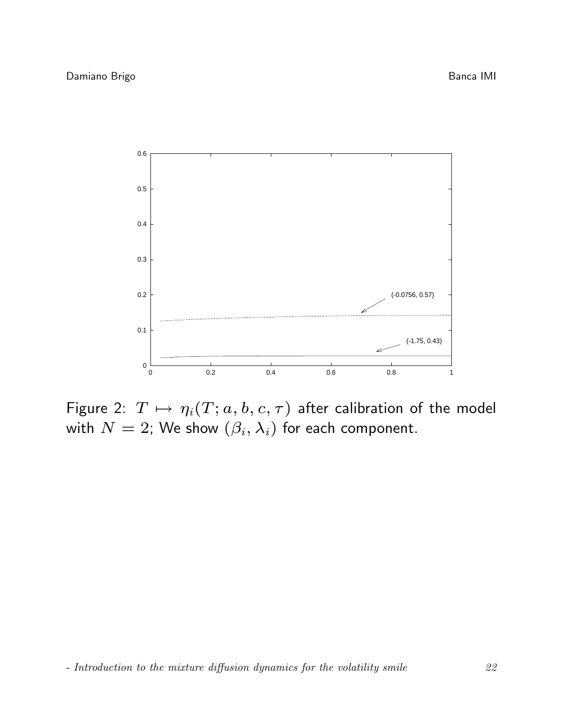Figure 2: $T \mapsto \eta_i(T; a, b, c, \tau)$ after calibration of the model with $N = 2$; We show $(\beta_i, \lambda_i)$ for each component.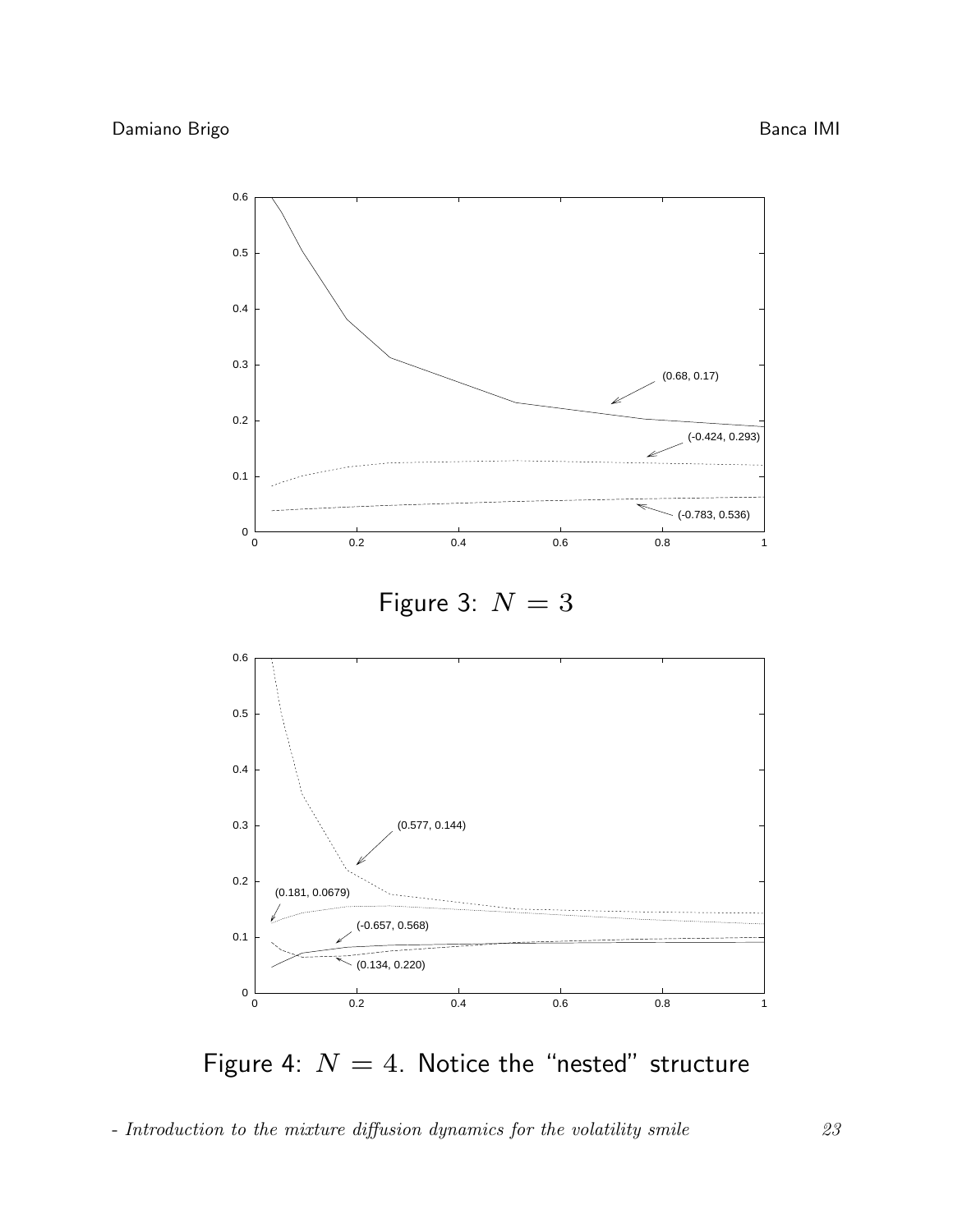Figure 3: $N = 3$

Figure 4: $N = 4$. Notice the "nested" structure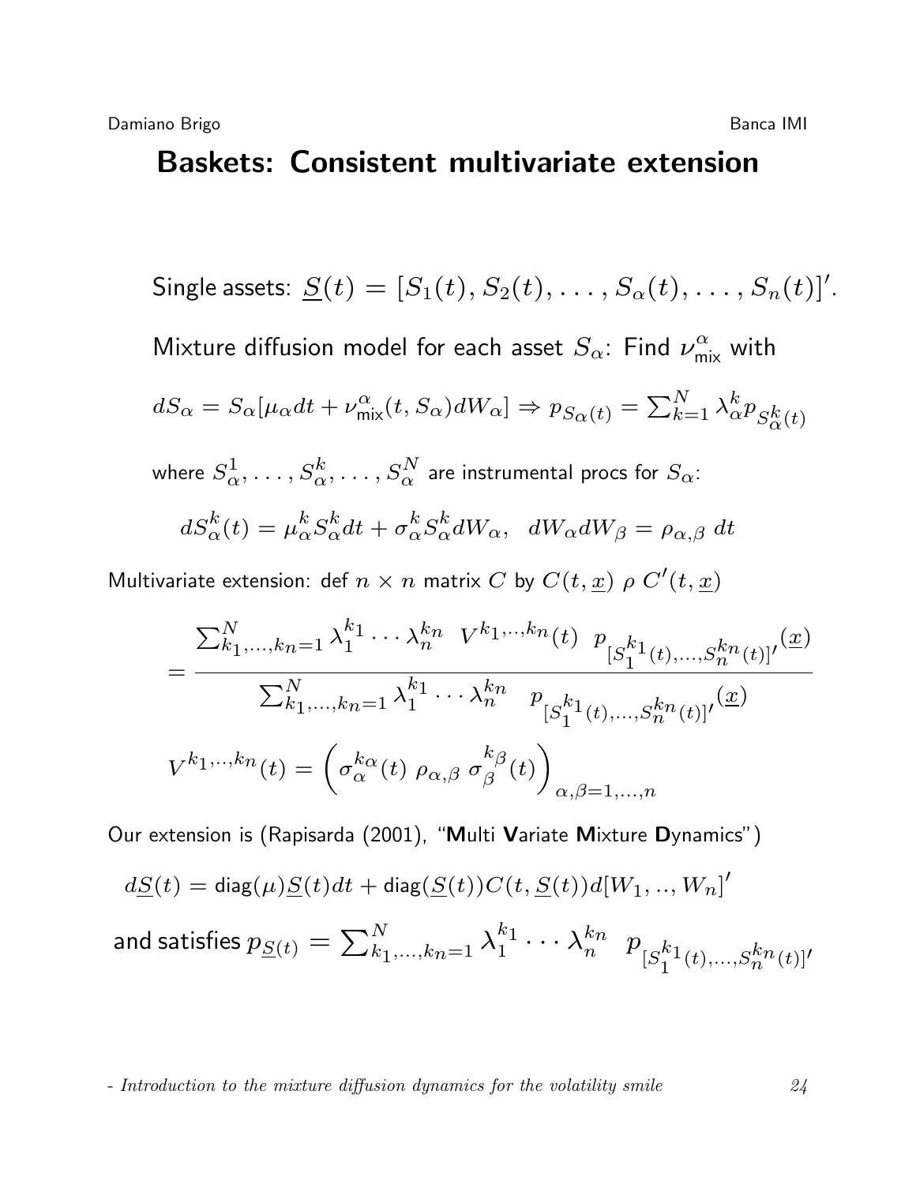# Baskets: Consistent multivariate extension

Single assets: $\underline{S}(t) = [S_1(t), S_2(t), \ldots, S_\alpha(t), \ldots, S_n(t)]'$.

Mixture diffusion model for each asset $S_\alpha$: Find $\nu^\alpha_{\text{mix}}$ with

$$dS_\alpha = S_\alpha[\mu_\alpha dt + \nu^\alpha_{\text{mix}}(t, S_\alpha) dW_\alpha] \Rightarrow p_{S_\alpha(t)} = \sum_{k=1}^N \lambda^k_\alpha p_{S^k_\alpha(t)}$$

where $S^1_\alpha, \ldots, S^k_\alpha, \ldots, S^N_\alpha$ are instrumental procs for $S_\alpha$:

$$dS^k_\alpha(t) = \mu^k_\alpha S^k_\alpha dt + \sigma^k_\alpha S^k_\alpha dW_\alpha, \quad dW_\alpha dW_\beta = \rho_{\alpha,\beta}\, dt$$

Multivariate extension: def $n \times n$ matrix $C$ by $C(t, \underline{x})\ \rho\ C'(t, \underline{x})$

$$= \frac{\sum_{k_1,\ldots,k_n=1}^N \lambda_1^{k_1} \cdots \lambda_n^{k_n} \quad V^{k_1,..,k_n}(t) \quad p_{[S_1^{k_1}(t),\ldots,S_n^{k_n}(t)]'}(\underline{x})}{\sum_{k_1,\ldots,k_n=1}^N \lambda_1^{k_1} \cdots \lambda_n^{k_n} \quad p_{[S_1^{k_1}(t),\ldots,S_n^{k_n}(t)]'}(\underline{x})}$$

$$V^{k_1,..,k_n}(t) = \left( \sigma_\alpha^{k_\alpha}(t)\ \rho_{\alpha,\beta}\ \sigma_\beta^{k_\beta}(t) \right)_{\alpha,\beta=1,\ldots,n}$$

Our extension is (Rapisarda (2001), "**M**ulti **V**ariate **M**ixture **D**ynamics")

$$d\underline{S}(t) = \text{diag}(\mu)\underline{S}(t)dt + \text{diag}(\underline{S}(t))C(t, \underline{S}(t))d[W_1, .., W_n]'$$

and satisfies $p_{\underline{S}(t)} = \sum_{k_1,\ldots,k_n=1}^N \lambda_1^{k_1} \cdots \lambda_n^{k_n} \quad p_{[S_1^{k_1}(t),\ldots,S_n^{k_n}(t)]'}$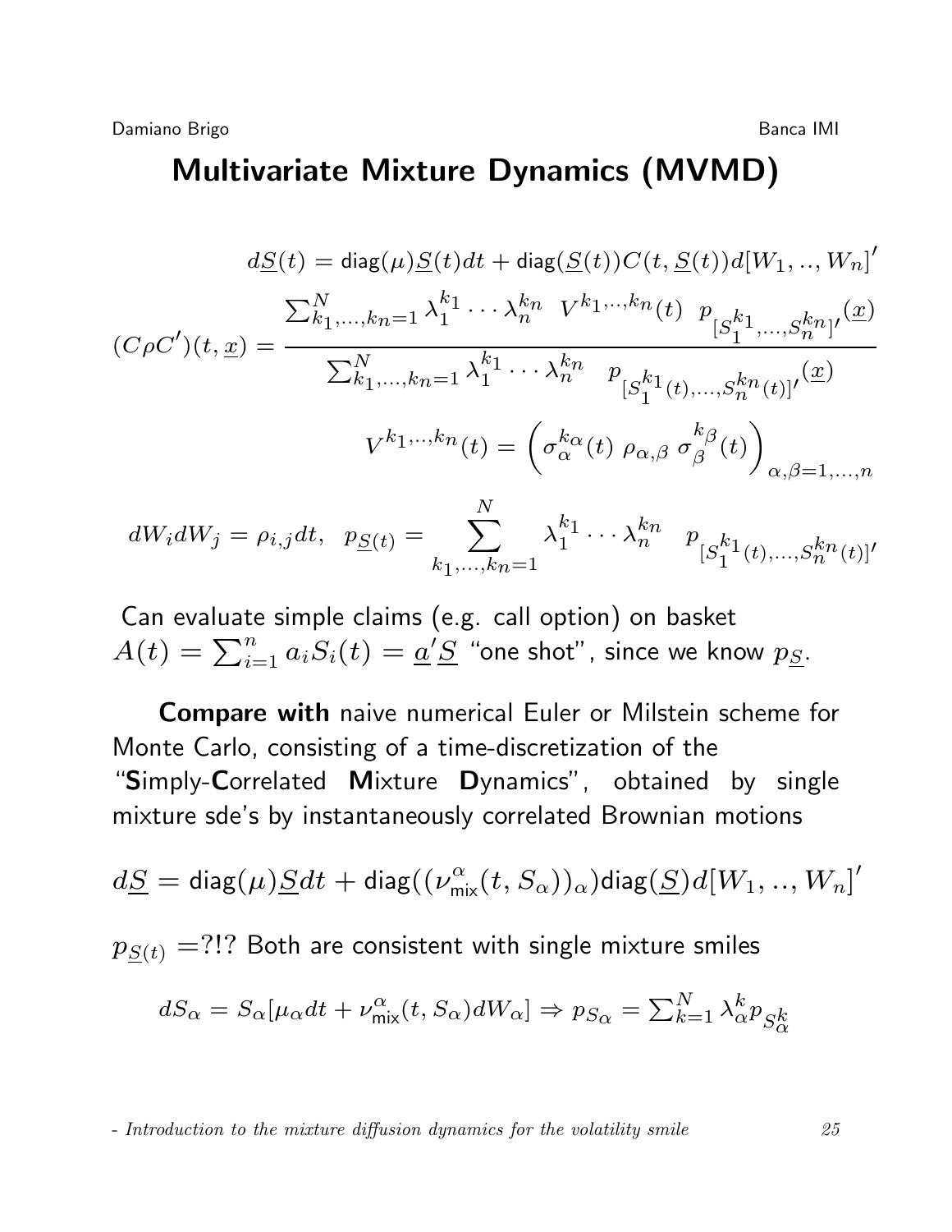# Multivariate Mixture Dynamics (MVMD)

$$d\underline{S}(t) = \mathsf{diag}(\mu)\underline{S}(t)dt + \mathsf{diag}(\underline{S}(t))C(t,\underline{S}(t))d[W_1,..,W_n]'$$

$$(C\rho C')(t,\underline{x}) = \frac{\sum_{k_1,\ldots,k_n=1}^{N} \lambda_1^{k_1}\cdots\lambda_n^{k_n} \;\; V^{k_1,..,k_n}(t) \;\; p_{[S_1^{k_1},\ldots,S_n^{k_n}]'}(\underline{x})}{\sum_{k_1,\ldots,k_n=1}^{N} \lambda_1^{k_1}\cdots\lambda_n^{k_n} \;\; p_{[S_1^{k_1}(t),\ldots,S_n^{k_n}(t)]'}(\underline{x})}$$

$$V^{k_1,..,k_n}(t) = \left(\sigma_\alpha^{k_\alpha}(t)\;\rho_{\alpha,\beta}\;\sigma_\beta^{k_\beta}(t)\right)_{\alpha,\beta=1,\ldots,n}$$

$$dW_i dW_j = \rho_{i,j}dt, \quad p_{\underline{S}(t)} = \sum_{k_1,\ldots,k_n=1}^{N} \lambda_1^{k_1}\cdots\lambda_n^{k_n} \quad p_{[S_1^{k_1}(t),\ldots,S_n^{k_n}(t)]'}$$

Can evaluate simple claims (e.g. call option) on basket $A(t) = \sum_{i=1}^{n} a_i S_i(t) = \underline{a}'\underline{S}$ "one shot", since we know $p_{\underline{S}}$.

**Compare with** naive numerical Euler or Milstein scheme for Monte Carlo, consisting of a time-discretization of the "**S**imply-**C**orrelated **M**ixture **D**ynamics", obtained by single mixture sde's by instantaneously correlated Brownian motions

$$d\underline{S} = \mathsf{diag}(\mu)\underline{S}dt + \mathsf{diag}((\nu_{\mathsf{mix}}^{\alpha}(t,S_\alpha))_\alpha)\mathsf{diag}(\underline{S})d[W_1,..,W_n]'$$

$p_{\underline{S}(t)} =$?!? Both are consistent with single mixture smiles

$$dS_\alpha = S_\alpha[\mu_\alpha dt + \nu_{\mathsf{mix}}^{\alpha}(t,S_\alpha)dW_\alpha] \Rightarrow p_{S_\alpha} = \sum_{k=1}^{N} \lambda_\alpha^k p_{S_\alpha^k}$$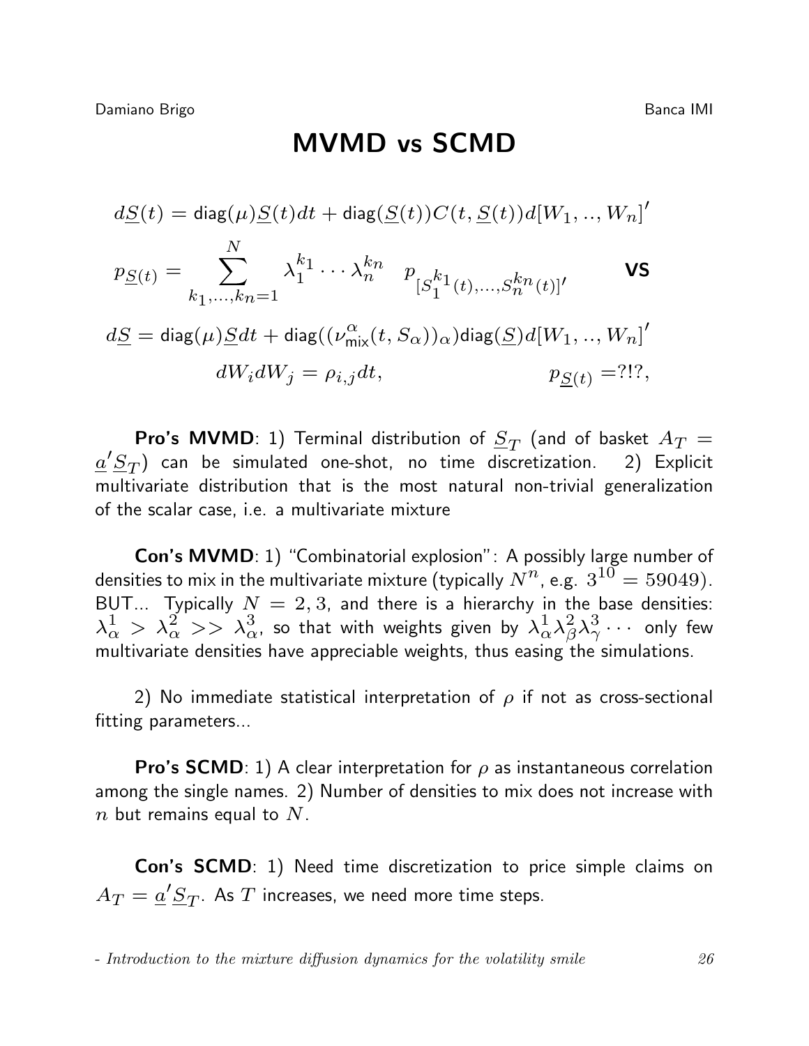# MVMD vs SCMD

$$d\underline{S}(t) = \text{diag}(\mu)\underline{S}(t)dt + \text{diag}(\underline{S}(t))C(t,\underline{S}(t))d[W_1,..,W_n]'$$

$$p_{\underline{S}(t)} = \sum_{k_1,\ldots,k_n=1}^{N} \lambda_1^{k_1}\cdots\lambda_n^{k_n} \quad p_{[S_1^{k_1}(t),\ldots,S_n^{k_n}(t)]'} \qquad \textbf{VS}$$

$$d\underline{S} = \text{diag}(\mu)\underline{S}dt + \text{diag}((\nu^{\alpha}_{\text{mix}}(t,S_\alpha))_\alpha)\text{diag}(\underline{S})d[W_1,..,W_n]'$$

$$dW_i dW_j = \rho_{i,j}dt, \qquad\qquad p_{\underline{S}(t)} = ?!?,$$

**Pro's MVMD**: 1) Terminal distribution of $\underline{S}_T$ (and of basket $A_T = \underline{a}'\underline{S}_T$) can be simulated one-shot, no time discretization. 2) Explicit multivariate distribution that is the most natural non-trivial generalization of the scalar case, i.e. a multivariate mixture

**Con's MVMD**: 1) "Combinatorial explosion": A possibly large number of densities to mix in the multivariate mixture (typically $N^n$, e.g. $3^{10} = 59049$). BUT... Typically $N = 2, 3$, and there is a hierarchy in the base densities: $\lambda^1_\alpha > \lambda^2_\alpha >> \lambda^3_\alpha$, so that with weights given by $\lambda^1_\alpha\lambda^2_\beta\lambda^3_\gamma\cdots$ only few multivariate densities have appreciable weights, thus easing the simulations.

2) No immediate statistical interpretation of $\rho$ if not as cross-sectional fitting parameters...

**Pro's SCMD**: 1) A clear interpretation for $\rho$ as instantaneous correlation among the single names. 2) Number of densities to mix does not increase with $n$ but remains equal to $N$.

**Con's SCMD**: 1) Need time discretization to price simple claims on $A_T = \underline{a}'\underline{S}_T$. As $T$ increases, we need more time steps.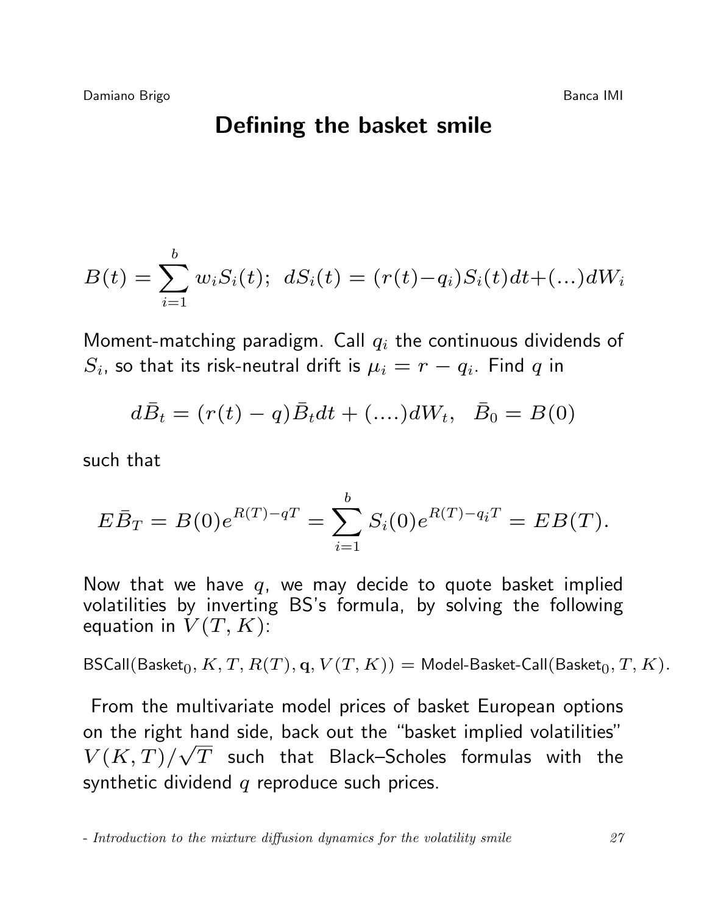# Defining the basket smile

$$B(t) = \sum_{i=1}^{b} w_i S_i(t); \;\; dS_i(t) = (r(t) - q_i) S_i(t) dt + (\ldots) dW_i$$

Moment-matching paradigm. Call $q_i$ the continuous dividends of $S_i$, so that its risk-neutral drift is $\mu_i = r - q_i$. Find $q$ in

$$d\bar{B}_t = (r(t) - q)\bar{B}_t dt + (\ldots.) dW_t, \;\; \bar{B}_0 = B(0)$$

such that

$$E\bar{B}_T = B(0)e^{R(T) - qT} = \sum_{i=1}^{b} S_i(0) e^{R(T) - q_i T} = EB(T).$$

Now that we have $q$, we may decide to quote basket implied volatilities by inverting BS's formula, by solving the following equation in $V(T,K)$:

$$\text{BSCall}(\text{Basket}_0, K, T, R(T), \mathbf{q}, V(T,K)) = \text{Model-Basket-Call}(\text{Basket}_0, T, K).$$

From the multivariate model prices of basket European options on the right hand side, back out the "basket implied volatilities" $V(K,T)/\sqrt{T}$ such that Black–Scholes formulas with the synthetic dividend $q$ reproduce such prices.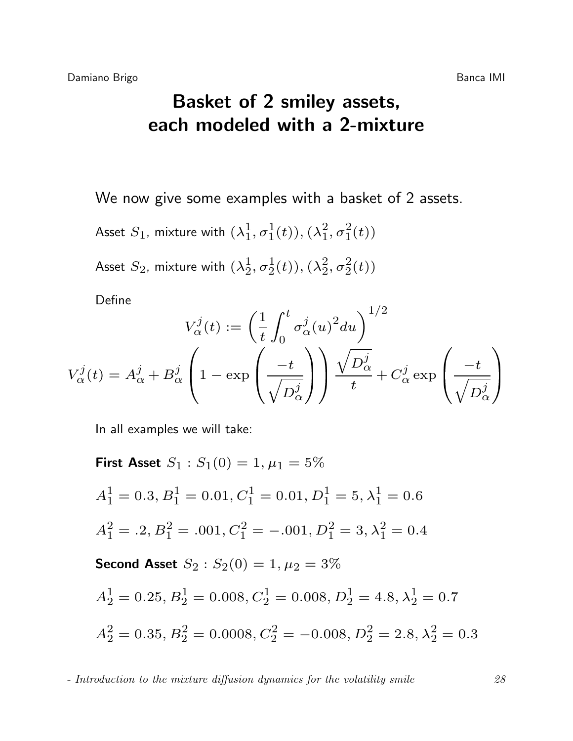# Basket of 2 smiley assets, each modeled with a 2-mixture

We now give some examples with a basket of 2 assets.

Asset $S_1$, mixture with $(\lambda_1^1, \sigma_1^1(t)), (\lambda_1^2, \sigma_1^2(t))$

Asset $S_2$, mixture with $(\lambda_2^1, \sigma_2^1(t)), (\lambda_2^2, \sigma_2^2(t))$

Define

$$V_\alpha^j(t) := \left( \frac{1}{t} \int_0^t \sigma_\alpha^j(u)^2 du \right)^{1/2}$$

$$V_\alpha^j(t) = A_\alpha^j + B_\alpha^j \left( 1 - \exp\left( \frac{-t}{\sqrt{D_\alpha^j}} \right) \right) \frac{\sqrt{D_\alpha^j}}{t} + C_\alpha^j \exp\left( \frac{-t}{\sqrt{D_\alpha^j}} \right)$$

In all examples we will take:

**First Asset** $S_1 : S_1(0) = 1, \mu_1 = 5\%$

$A_1^1 = 0.3, B_1^1 = 0.01, C_1^1 = 0.01, D_1^1 = 5, \lambda_1^1 = 0.6$

$A_1^2 = .2, B_1^2 = .001, C_1^2 = -.001, D_1^2 = 3, \lambda_1^2 = 0.4$

**Second Asset** $S_2 : S_2(0) = 1, \mu_2 = 3\%$

$A_2^1 = 0.25, B_2^1 = 0.008, C_2^1 = 0.008, D_2^1 = 4.8, \lambda_2^1 = 0.7$

$A_2^2 = 0.35, B_2^2 = 0.0008, C_2^2 = -0.008, D_2^2 = 2.8, \lambda_2^2 = 0.3$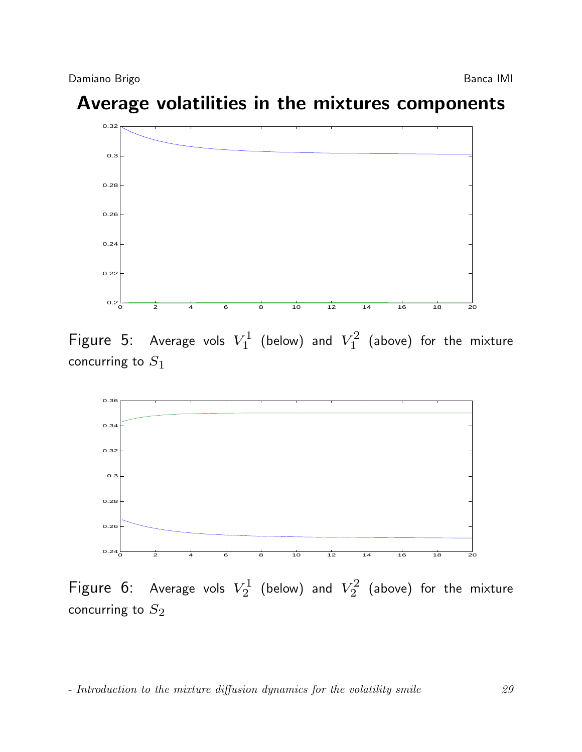# Average volatilities in the mixtures components

Figure 5: Average vols $V_1^1$ (below) and $V_1^2$ (above) for the mixture concurring to $S_1$

Figure 6: Average vols $V_2^1$ (below) and $V_2^2$ (above) for the mixture concurring to $S_2$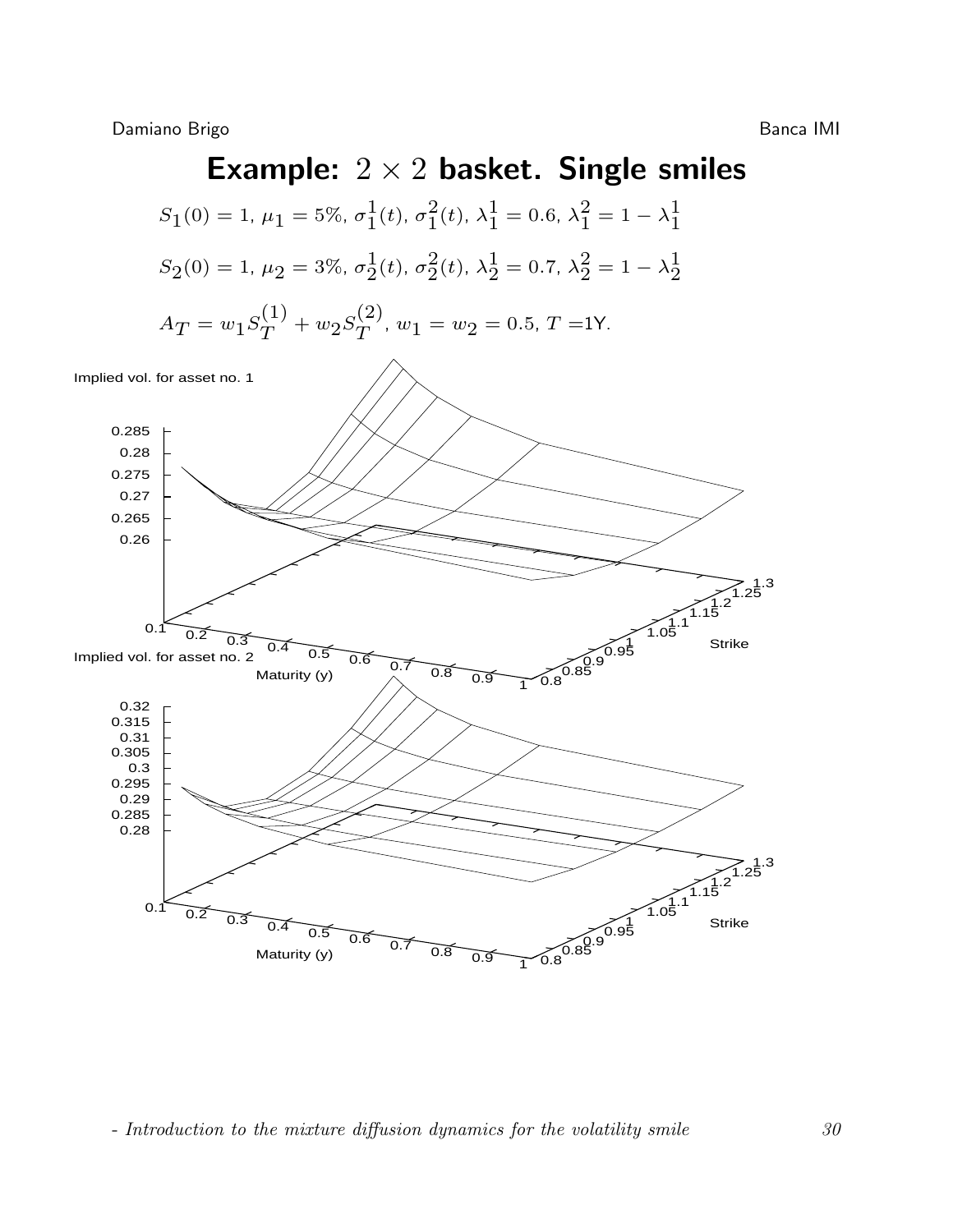# Example: $2 \times 2$ basket. Single smiles

$S_1(0) = 1$, $\mu_1 = 5\%$, $\sigma_1^1(t)$, $\sigma_1^2(t)$, $\lambda_1^1 = 0.6$, $\lambda_1^2 = 1 - \lambda_1^1$

$S_2(0) = 1$, $\mu_2 = 3\%$, $\sigma_2^1(t)$, $\sigma_2^2(t)$, $\lambda_2^1 = 0.7$, $\lambda_2^2 = 1 - \lambda_2^1$

$A_T = w_1 S_T^{(1)} + w_2 S_T^{(2)}$, $w_1 = w_2 = 0.5$, $T =$1Y.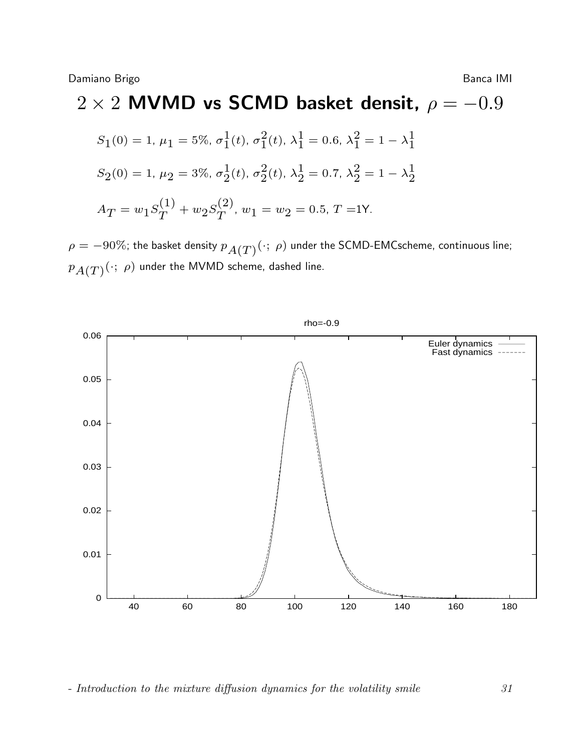# $2 \times 2$ MVMD vs SCMD basket densit, $\rho = -0.9$

$S_1(0) = 1$, $\mu_1 = 5\%$, $\sigma_1^1(t)$, $\sigma_1^2(t)$, $\lambda_1^1 = 0.6$, $\lambda_1^2 = 1 - \lambda_1^1$

$S_2(0) = 1$, $\mu_2 = 3\%$, $\sigma_2^1(t)$, $\sigma_2^2(t)$, $\lambda_2^1 = 0.7$, $\lambda_2^2 = 1 - \lambda_2^1$

$A_T = w_1 S_T^{(1)} + w_2 S_T^{(2)}$, $w_1 = w_2 = 0.5$, $T =$1Y.

$\rho = -90\%$; the basket density $p_{A(T)}(\cdot;\ \rho)$ under the SCMD-EMCscheme, continuous line; $p_{A(T)}(\cdot;\ \rho)$ under the MVMD scheme, dashed line.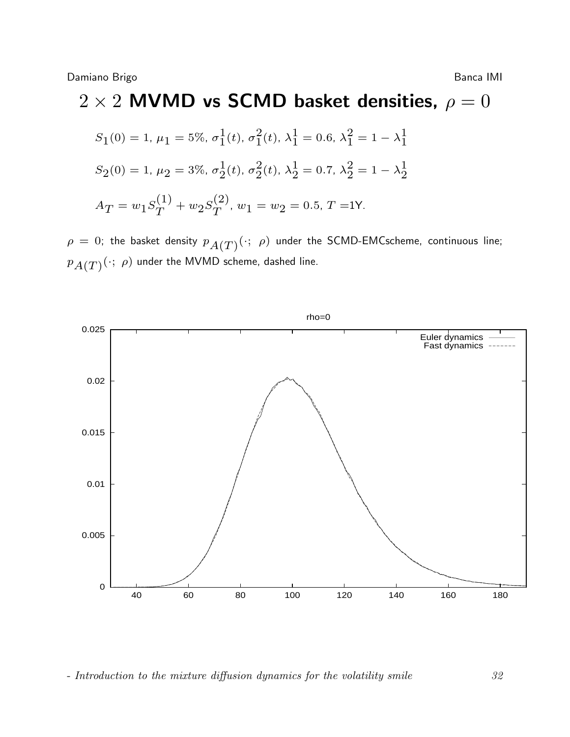# $2 \times 2$ MVMD vs SCMD basket densities, $\rho = 0$

$S_1(0) = 1$, $\mu_1 = 5\%$, $\sigma_1^1(t)$, $\sigma_1^2(t)$, $\lambda_1^1 = 0.6$, $\lambda_1^2 = 1 - \lambda_1^1$

$S_2(0) = 1$, $\mu_2 = 3\%$, $\sigma_2^1(t)$, $\sigma_2^2(t)$, $\lambda_2^1 = 0.7$, $\lambda_2^2 = 1 - \lambda_2^1$

$A_T = w_1 S_T^{(1)} + w_2 S_T^{(2)}$, $w_1 = w_2 = 0.5$, $T =$1Y.

$\rho = 0$; the basket density $p_{A(T)}(\cdot;\ \rho)$ under the SCMD-EMCscheme, continuous line; $p_{A(T)}(\cdot;\ \rho)$ under the MVMD scheme, dashed line.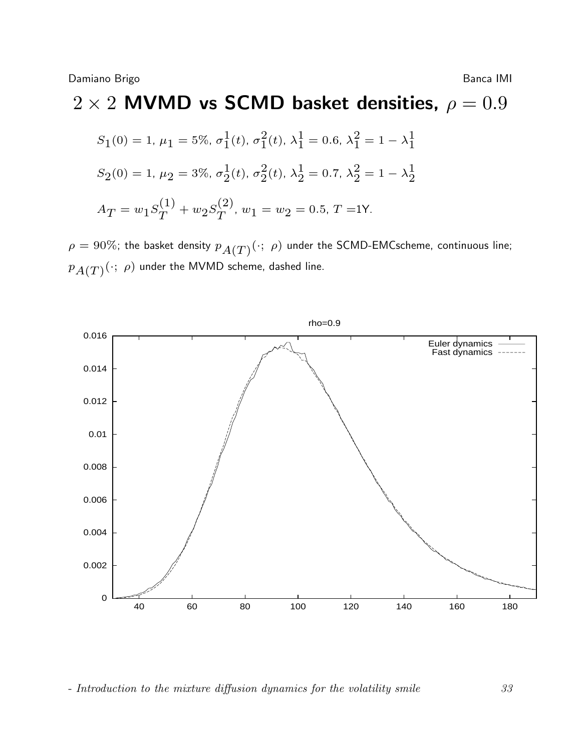# $2 \times 2$ MVMD vs SCMD basket densities, $\rho = 0.9$

$S_1(0) = 1$, $\mu_1 = 5\%$, $\sigma_1^1(t)$, $\sigma_1^2(t)$, $\lambda_1^1 = 0.6$, $\lambda_1^2 = 1 - \lambda_1^1$

$S_2(0) = 1$, $\mu_2 = 3\%$, $\sigma_2^1(t)$, $\sigma_2^2(t)$, $\lambda_2^1 = 0.7$, $\lambda_2^2 = 1 - \lambda_2^1$

$A_T = w_1 S_T^{(1)} + w_2 S_T^{(2)}$, $w_1 = w_2 = 0.5$, $T =$1Y.

$\rho = 90\%$; the basket density $p_{A(T)}(\cdot;\ \rho)$ under the SCMD-EMCscheme, continuous line; $p_{A(T)}(\cdot;\ \rho)$ under the MVMD scheme, dashed line.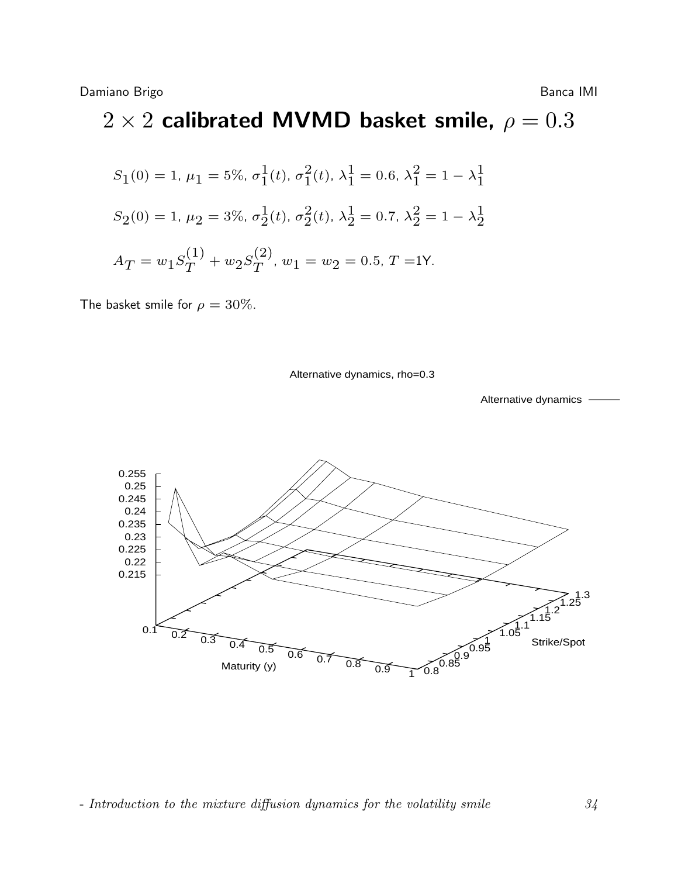# $2 \times 2$ calibrated MVMD basket smile, $\rho = 0.3$

$S_1(0) = 1$, $\mu_1 = 5\%$, $\sigma_1^1(t)$, $\sigma_1^2(t)$, $\lambda_1^1 = 0.6$, $\lambda_1^2 = 1 - \lambda_1^1$

$S_2(0) = 1$, $\mu_2 = 3\%$, $\sigma_2^1(t)$, $\sigma_2^2(t)$, $\lambda_2^1 = 0.7$, $\lambda_2^2 = 1 - \lambda_2^1$

$A_T = w_1 S_T^{(1)} + w_2 S_T^{(2)}$, $w_1 = w_2 = 0.5$, $T =$1Y.

The basket smile for $\rho = 30\%$.

Alternative dynamics, rho=0.3

Alternative dynamics

Maturity (y)

Strike/Spot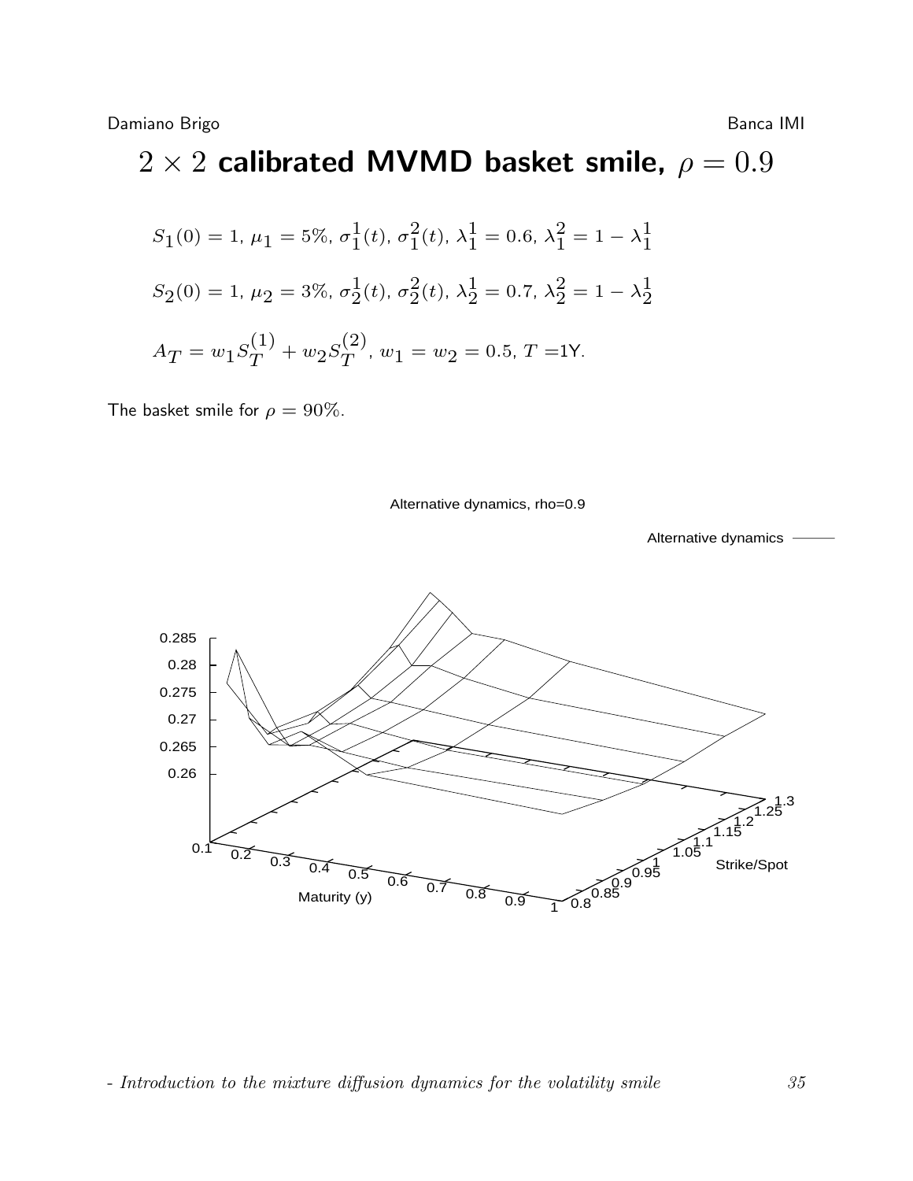# $2 \times 2$ calibrated MVMD basket smile, $\rho = 0.9$

$S_1(0) = 1$, $\mu_1 = 5\%$, $\sigma_1^1(t)$, $\sigma_1^2(t)$, $\lambda_1^1 = 0.6$, $\lambda_1^2 = 1 - \lambda_1^1$

$S_2(0) = 1$, $\mu_2 = 3\%$, $\sigma_2^1(t)$, $\sigma_2^2(t)$, $\lambda_2^1 = 0.7$, $\lambda_2^2 = 1 - \lambda_2^1$

$A_T = w_1 S_T^{(1)} + w_2 S_T^{(2)}$, $w_1 = w_2 = 0.5$, $T =$1Y.

The basket smile for $\rho = 90\%$.

Alternative dynamics, rho=0.9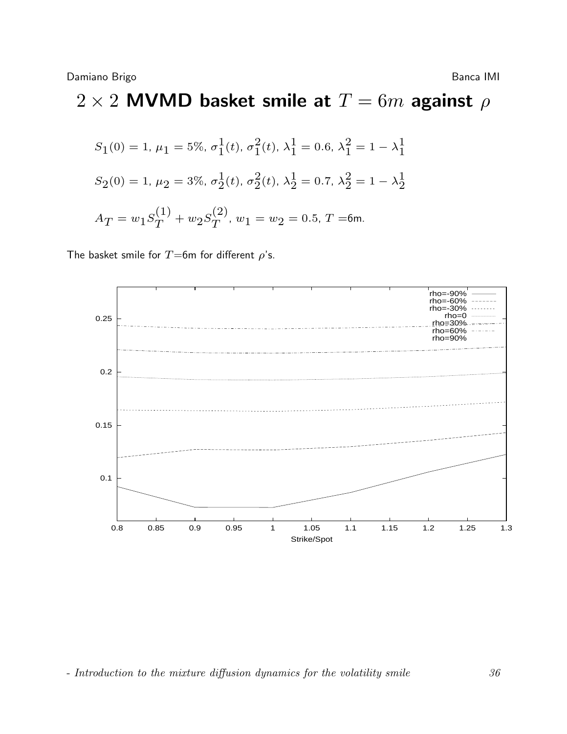# $2 \times 2$ MVMD basket smile at $T = 6m$ against $\rho$

$S_1(0) = 1$, $\mu_1 = 5\%$, $\sigma_1^1(t)$, $\sigma_1^2(t)$, $\lambda_1^1 = 0.6$, $\lambda_1^2 = 1 - \lambda_1^1$

$S_2(0) = 1$, $\mu_2 = 3\%$, $\sigma_2^1(t)$, $\sigma_2^2(t)$, $\lambda_2^1 = 0.7$, $\lambda_2^2 = 1 - \lambda_2^1$

$A_T = w_1 S_T^{(1)} + w_2 S_T^{(2)}$, $w_1 = w_2 = 0.5$, $T$ =6m.

The basket smile for $T$=6m for different $\rho$'s.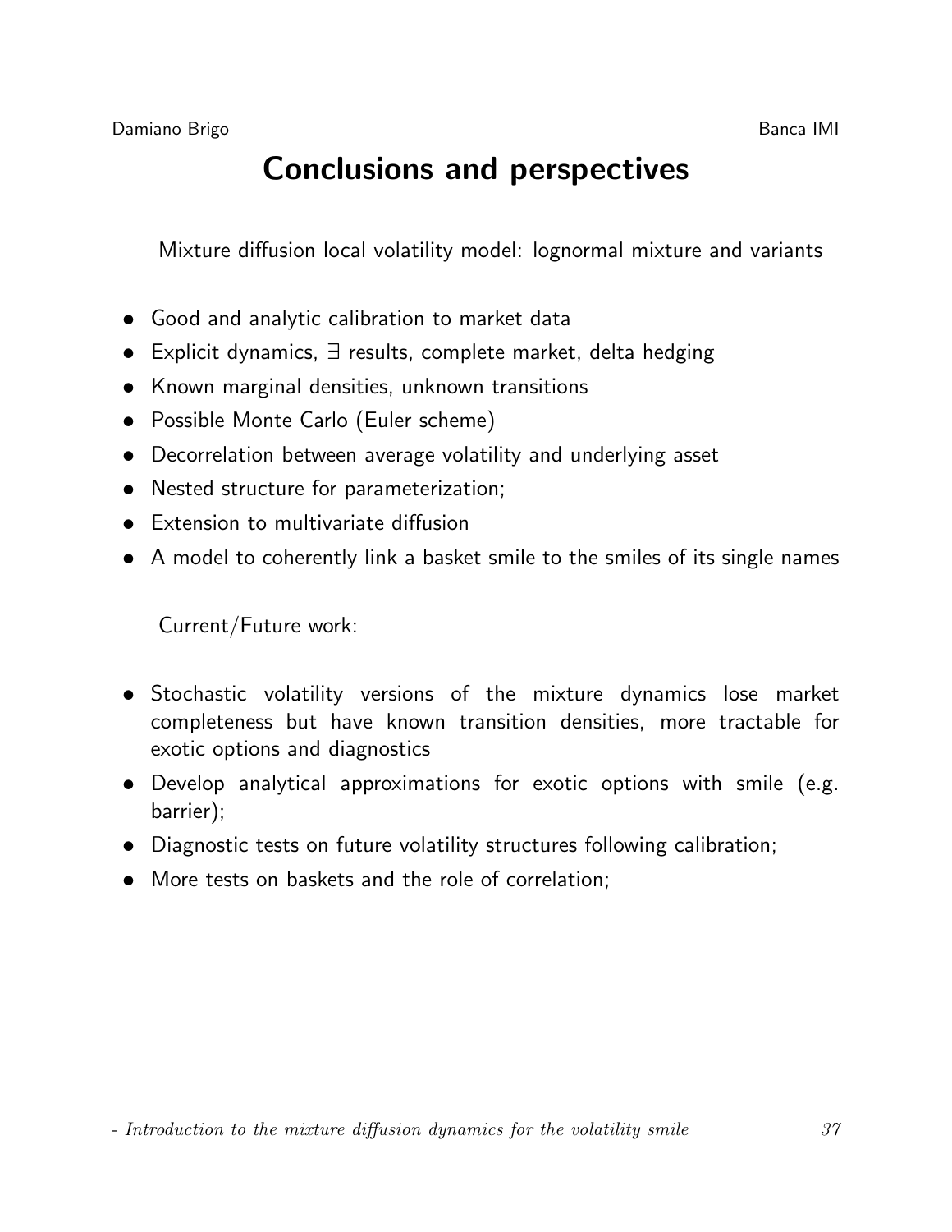# Conclusions and perspectives

Mixture diffusion local volatility model: lognormal mixture and variants

- Good and analytic calibration to market data
- Explicit dynamics, $\exists$ results, complete market, delta hedging
- Known marginal densities, unknown transitions
- Possible Monte Carlo (Euler scheme)
- Decorrelation between average volatility and underlying asset
- Nested structure for parameterization;
- Extension to multivariate diffusion
- A model to coherently link a basket smile to the smiles of its single names

Current/Future work:

- Stochastic volatility versions of the mixture dynamics lose market completeness but have known transition densities, more tractable for exotic options and diagnostics
- Develop analytical approximations for exotic options with smile (e.g. barrier);
- Diagnostic tests on future volatility structures following calibration;
- More tests on baskets and the role of correlation;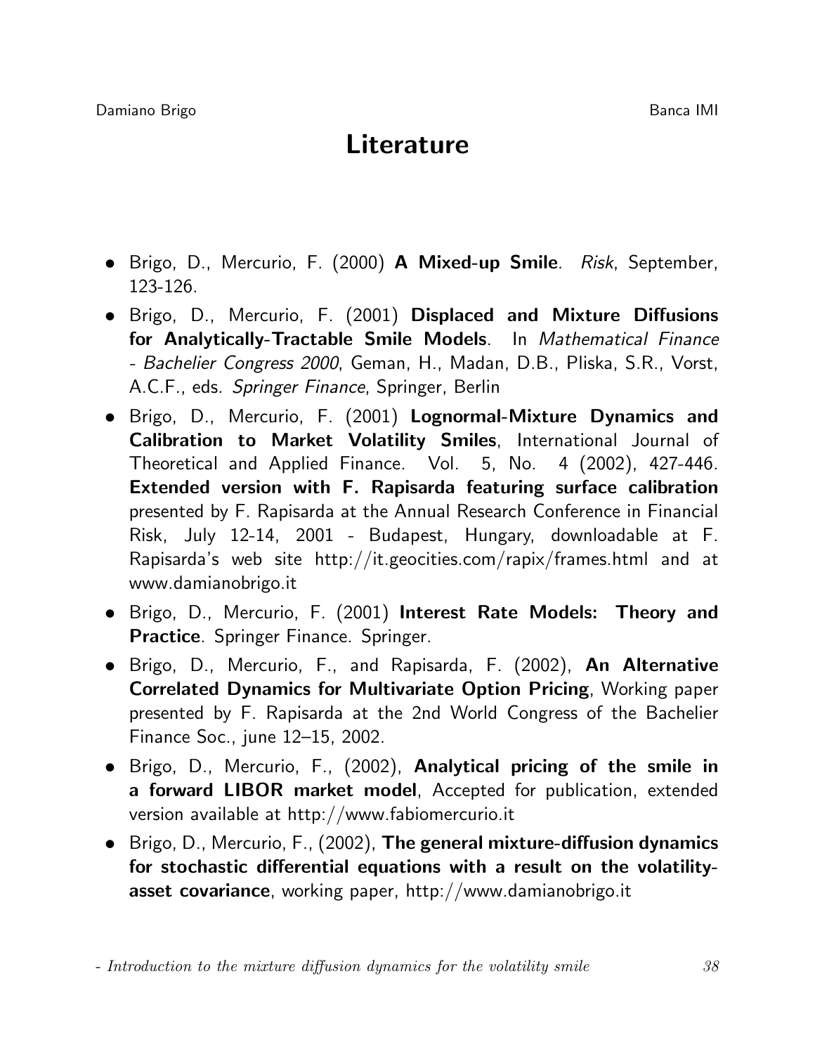# Literature

- Brigo, D., Mercurio, F. (2000) **A Mixed-up Smile**. *Risk*, September, 123-126.
- Brigo, D., Mercurio, F. (2001) **Displaced and Mixture Diffusions for Analytically-Tractable Smile Models**. In *Mathematical Finance - Bachelier Congress 2000*, Geman, H., Madan, D.B., Pliska, S.R., Vorst, A.C.F., eds. *Springer Finance*, Springer, Berlin
- Brigo, D., Mercurio, F. (2001) **Lognormal-Mixture Dynamics and Calibration to Market Volatility Smiles**, International Journal of Theoretical and Applied Finance. Vol. 5, No. 4 (2002), 427-446. **Extended version with F. Rapisarda featuring surface calibration** presented by F. Rapisarda at the Annual Research Conference in Financial Risk, July 12-14, 2001 - Budapest, Hungary, downloadable at F. Rapisarda's web site http://it.geocities.com/rapix/frames.html and at www.damianobrigo.it
- Brigo, D., Mercurio, F. (2001) **Interest Rate Models: Theory and Practice**. Springer Finance. Springer.
- Brigo, D., Mercurio, F., and Rapisarda, F. (2002), **An Alternative Correlated Dynamics for Multivariate Option Pricing**, Working paper presented by F. Rapisarda at the 2nd World Congress of the Bachelier Finance Soc., june 12–15, 2002.
- Brigo, D., Mercurio, F., (2002), **Analytical pricing of the smile in a forward LIBOR market model**, Accepted for publication, extended version available at http://www.fabiomercurio.it
- Brigo, D., Mercurio, F., (2002), **The general mixture-diffusion dynamics for stochastic differential equations with a result on the volatility-asset covariance**, working paper, http://www.damianobrigo.it